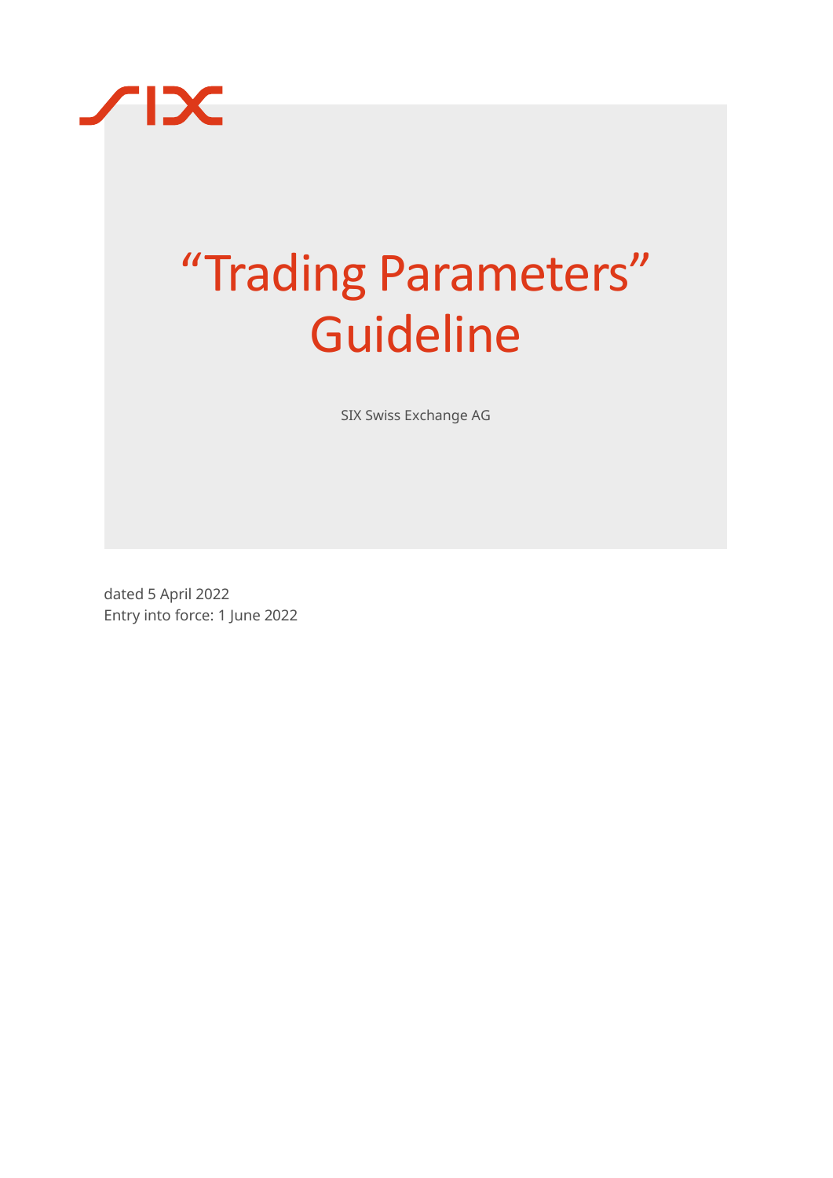# “Trading Parameters” Guideline

SIX Swiss Exchange AG

dated 5 April 2022
Entry into force: 1 June 2022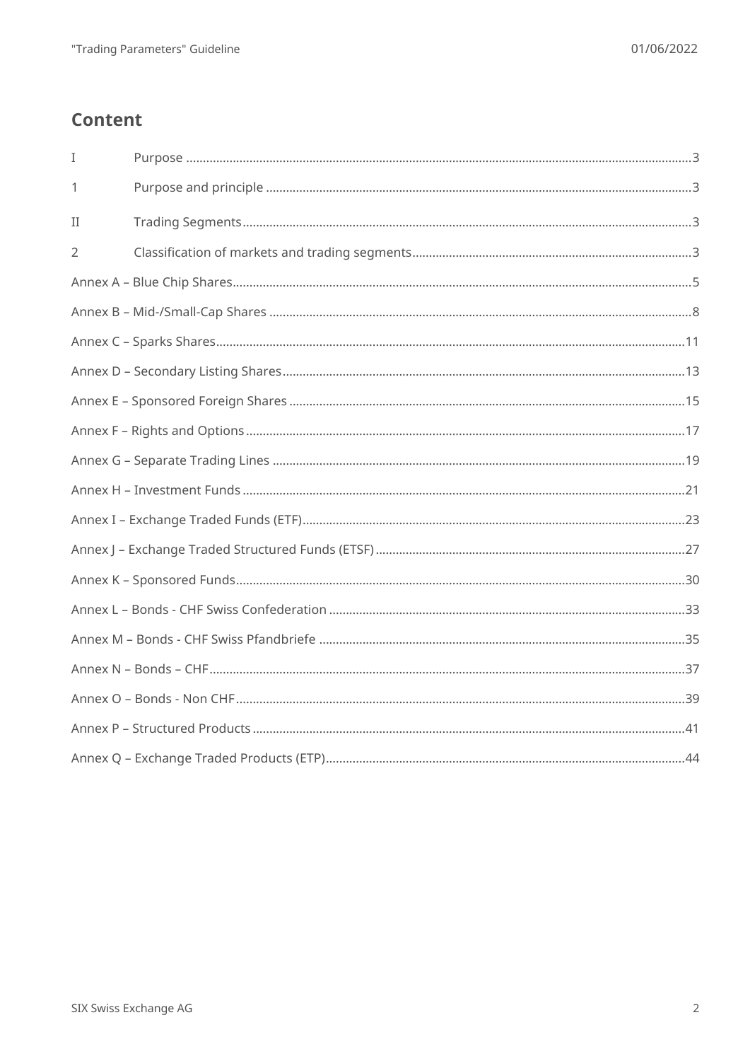## Content

| | | |
|---|---|---|
| I | Purpose | 3 |
| 1 | Purpose and principle | 3 |
| II | Trading Segments | 3 |
| 2 | Classification of markets and trading segments | 3 |
| Annex A – Blue Chip Shares | | 5 |
| Annex B – Mid-/Small-Cap Shares | | 8 |
| Annex C – Sparks Shares | | 11 |
| Annex D – Secondary Listing Shares | | 13 |
| Annex E – Sponsored Foreign Shares | | 15 |
| Annex F – Rights and Options | | 17 |
| Annex G – Separate Trading Lines | | 19 |
| Annex H – Investment Funds | | 21 |
| Annex I – Exchange Traded Funds (ETF) | | 23 |
| Annex J – Exchange Traded Structured Funds (ETSF) | | 27 |
| Annex K – Sponsored Funds | | 30 |
| Annex L – Bonds - CHF Swiss Confederation | | 33 |
| Annex M – Bonds - CHF Swiss Pfandbriefe | | 35 |
| Annex N – Bonds – CHF | | 37 |
| Annex O – Bonds - Non CHF | | 39 |
| Annex P – Structured Products | | 41 |
| Annex Q – Exchange Traded Products (ETP) | | 44 |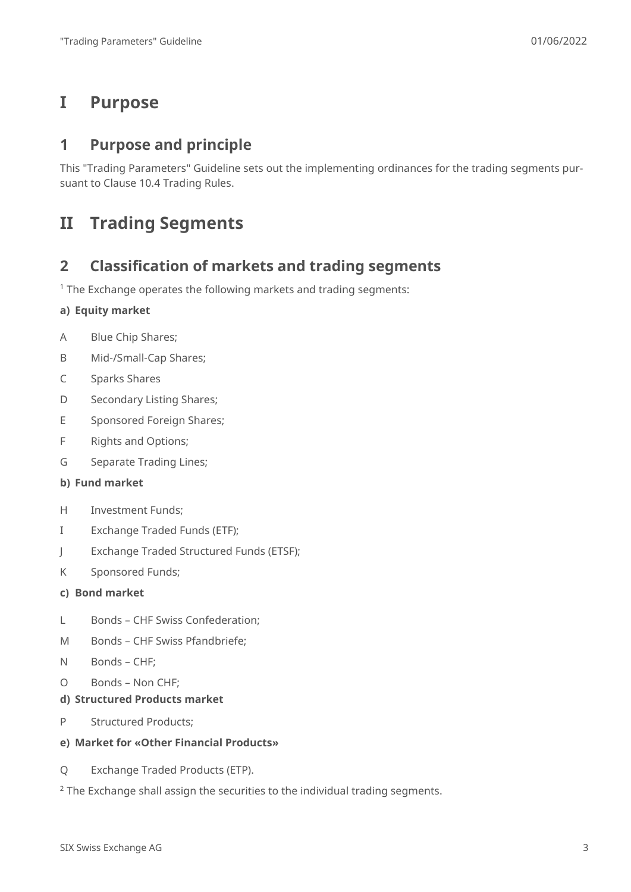# I Purpose

## 1 Purpose and principle

This "Trading Parameters" Guideline sets out the implementing ordinances for the trading segments pursuant to Clause 10.4 Trading Rules.

# II Trading Segments

## 2 Classification of markets and trading segments

[1] The Exchange operates the following markets and trading segments:

**a) Equity market**

A Blue Chip Shares;

B Mid-/Small-Cap Shares;

C Sparks Shares

D Secondary Listing Shares;

E Sponsored Foreign Shares;

F Rights and Options;

G Separate Trading Lines;

**b) Fund market**

H Investment Funds;

I Exchange Traded Funds (ETF);

J Exchange Traded Structured Funds (ETSF);

K Sponsored Funds;

**c) Bond market**

L Bonds – CHF Swiss Confederation;

M Bonds – CHF Swiss Pfandbriefe;

N Bonds – CHF;

O Bonds – Non CHF;

**d) Structured Products market**

P Structured Products;

**e) Market for «Other Financial Products»**

Q Exchange Traded Products (ETP).

[2] The Exchange shall assign the securities to the individual trading segments.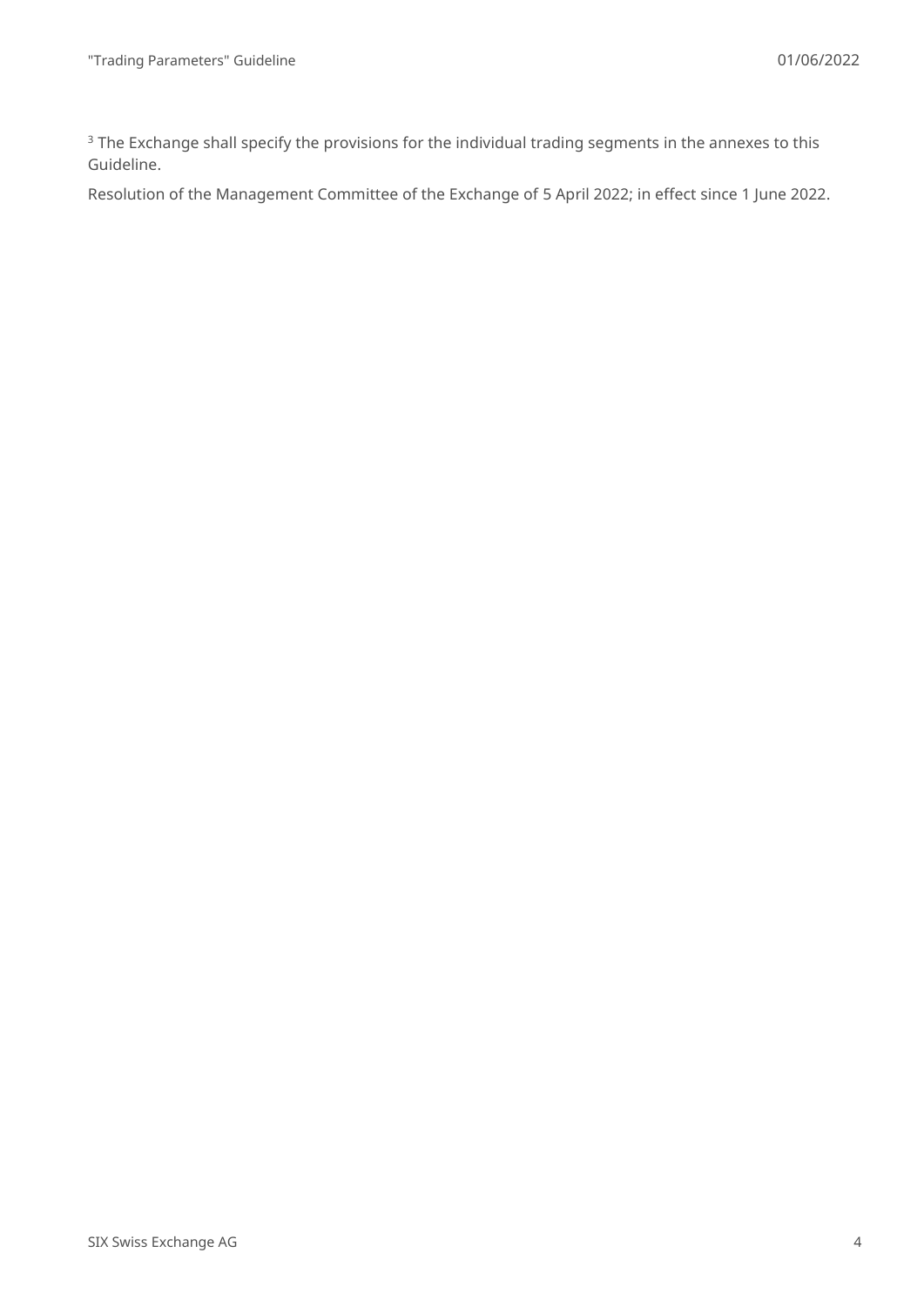[3] The Exchange shall specify the provisions for the individual trading segments in the annexes to this Guideline.

Resolution of the Management Committee of the Exchange of 5 April 2022; in effect since 1 June 2022.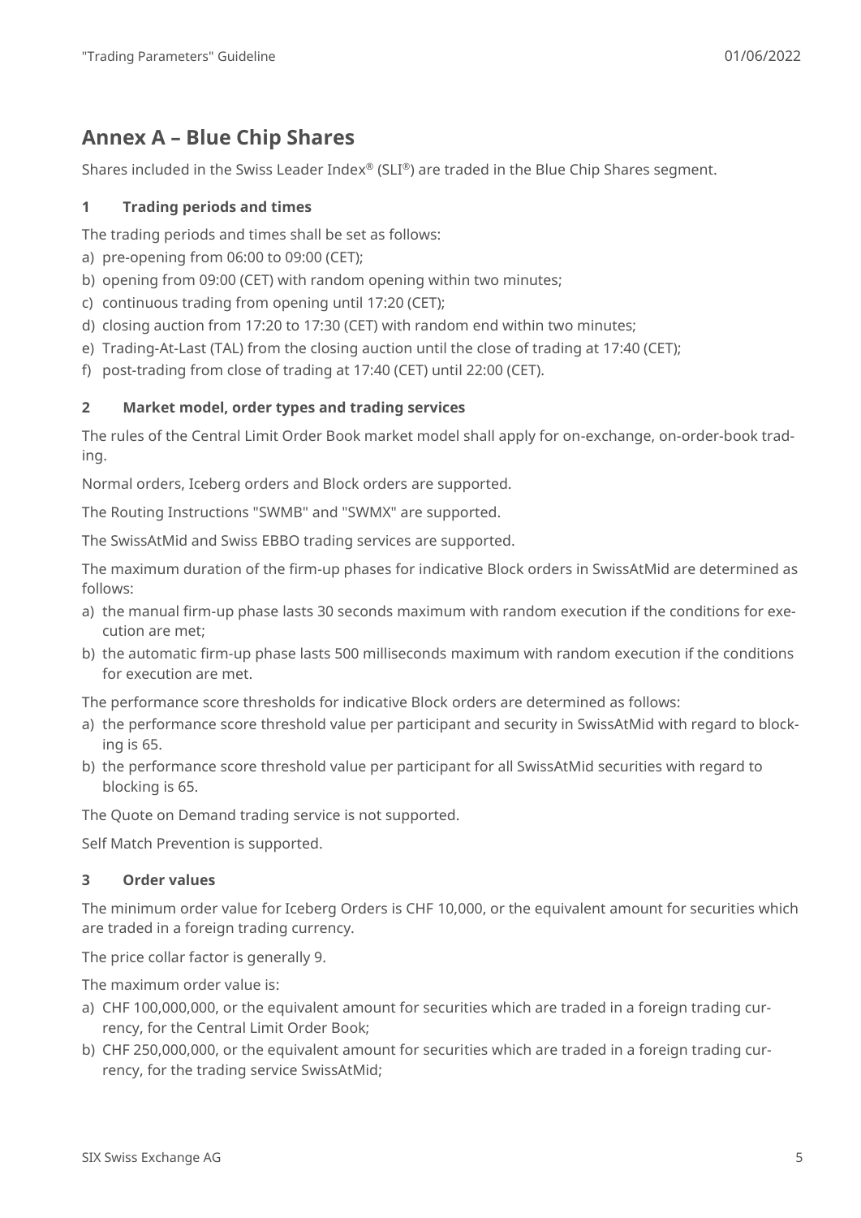## Annex A – Blue Chip Shares

Shares included in the Swiss Leader Index® (SLI®) are traded in the Blue Chip Shares segment.

### 1 Trading periods and times

The trading periods and times shall be set as follows:

a) pre-opening from 06:00 to 09:00 (CET);
b) opening from 09:00 (CET) with random opening within two minutes;
c) continuous trading from opening until 17:20 (CET);
d) closing auction from 17:20 to 17:30 (CET) with random end within two minutes;
e) Trading-At-Last (TAL) from the closing auction until the close of trading at 17:40 (CET);
f) post-trading from close of trading at 17:40 (CET) until 22:00 (CET).

### 2 Market model, order types and trading services

The rules of the Central Limit Order Book market model shall apply for on-exchange, on-order-book trading.

Normal orders, Iceberg orders and Block orders are supported.

The Routing Instructions "SWMB" and "SWMX" are supported.

The SwissAtMid and Swiss EBBO trading services are supported.

The maximum duration of the firm-up phases for indicative Block orders in SwissAtMid are determined as follows:

a) the manual firm-up phase lasts 30 seconds maximum with random execution if the conditions for execution are met;
b) the automatic firm-up phase lasts 500 milliseconds maximum with random execution if the conditions for execution are met.

The performance score thresholds for indicative Block orders are determined as follows:

a) the performance score threshold value per participant and security in SwissAtMid with regard to blocking is 65.
b) the performance score threshold value per participant for all SwissAtMid securities with regard to blocking is 65.

The Quote on Demand trading service is not supported.

Self Match Prevention is supported.

### 3 Order values

The minimum order value for Iceberg Orders is CHF 10,000, or the equivalent amount for securities which are traded in a foreign trading currency.

The price collar factor is generally 9.

The maximum order value is:

a) CHF 100,000,000, or the equivalent amount for securities which are traded in a foreign trading currency, for the Central Limit Order Book;
b) CHF 250,000,000, or the equivalent amount for securities which are traded in a foreign trading currency, for the trading service SwissAtMid;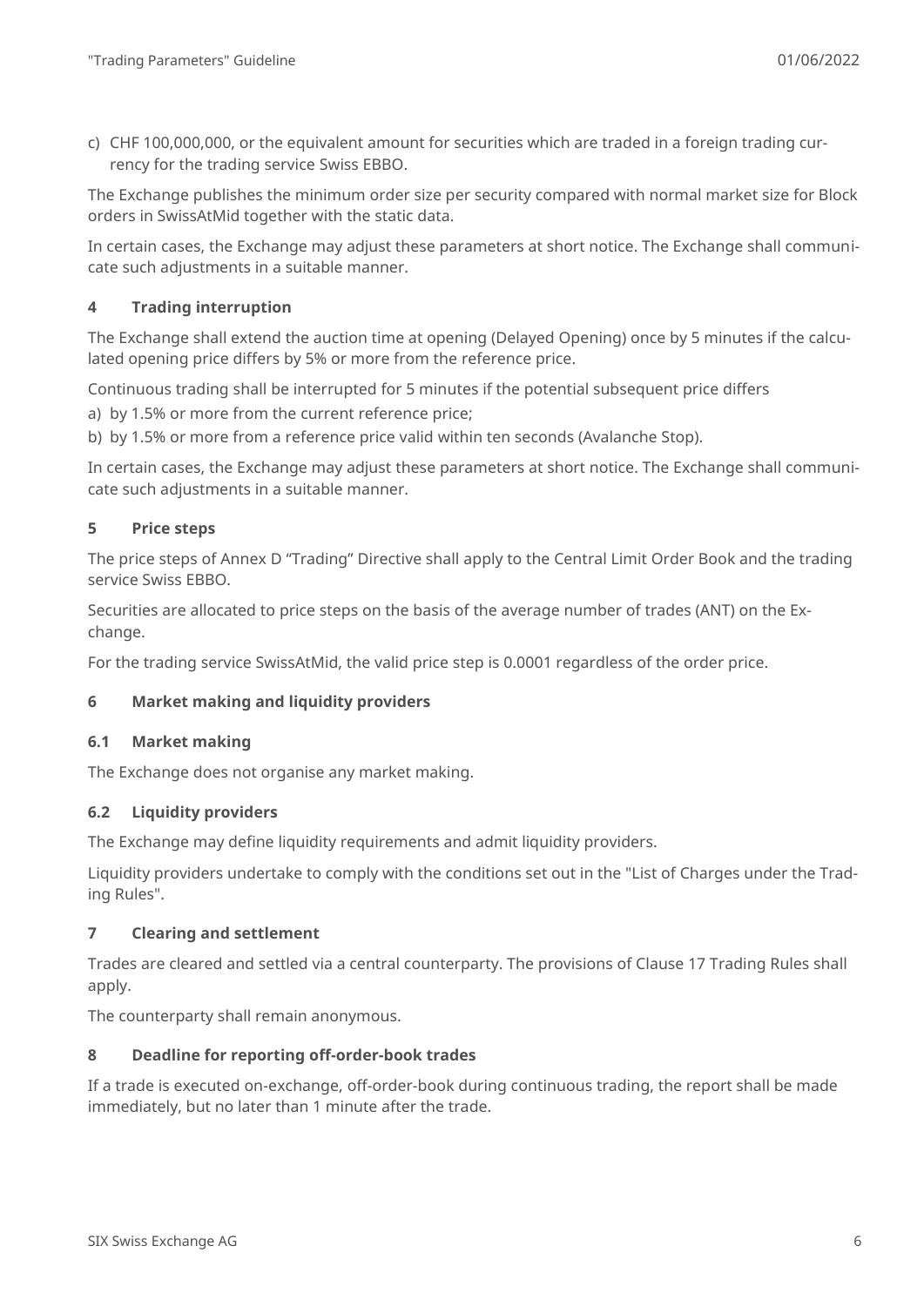c) CHF 100,000,000, or the equivalent amount for securities which are traded in a foreign trading currency for the trading service Swiss EBBO.

The Exchange publishes the minimum order size per security compared with normal market size for Block orders in SwissAtMid together with the static data.

In certain cases, the Exchange may adjust these parameters at short notice. The Exchange shall communicate such adjustments in a suitable manner.

## 4 Trading interruption

The Exchange shall extend the auction time at opening (Delayed Opening) once by 5 minutes if the calculated opening price differs by 5% or more from the reference price.

Continuous trading shall be interrupted for 5 minutes if the potential subsequent price differs

a) by 1.5% or more from the current reference price;
b) by 1.5% or more from a reference price valid within ten seconds (Avalanche Stop).

In certain cases, the Exchange may adjust these parameters at short notice. The Exchange shall communicate such adjustments in a suitable manner.

## 5 Price steps

The price steps of Annex D "Trading" Directive shall apply to the Central Limit Order Book and the trading service Swiss EBBO.

Securities are allocated to price steps on the basis of the average number of trades (ANT) on the Exchange.

For the trading service SwissAtMid, the valid price step is 0.0001 regardless of the order price.

## 6 Market making and liquidity providers

### 6.1 Market making

The Exchange does not organise any market making.

### 6.2 Liquidity providers

The Exchange may define liquidity requirements and admit liquidity providers.

Liquidity providers undertake to comply with the conditions set out in the "List of Charges under the Trading Rules".

## 7 Clearing and settlement

Trades are cleared and settled via a central counterparty. The provisions of Clause 17 Trading Rules shall apply.

The counterparty shall remain anonymous.

## 8 Deadline for reporting off-order-book trades

If a trade is executed on-exchange, off-order-book during continuous trading, the report shall be made immediately, but no later than 1 minute after the trade.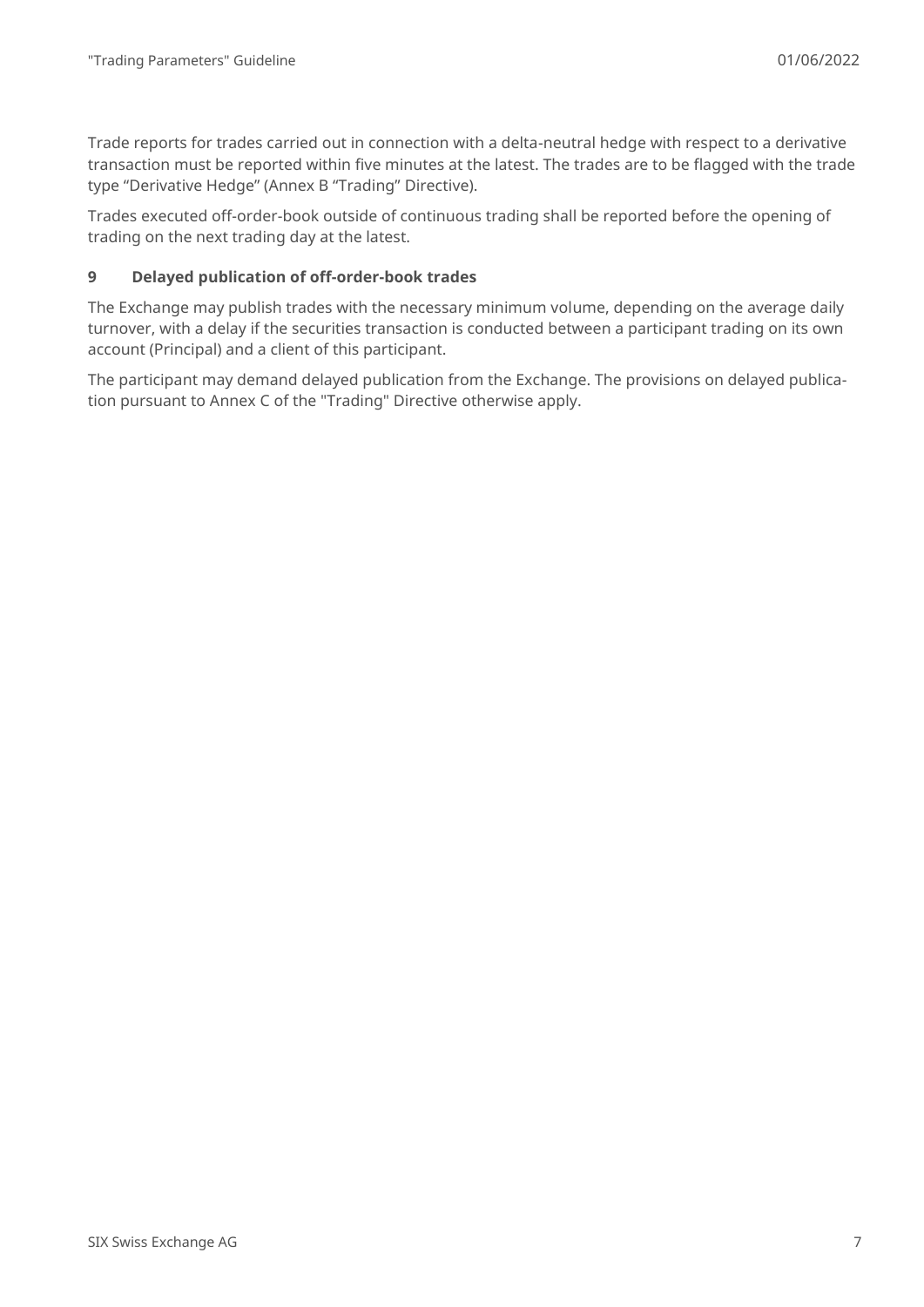Trade reports for trades carried out in connection with a delta-neutral hedge with respect to a derivative transaction must be reported within five minutes at the latest. The trades are to be flagged with the trade type "Derivative Hedge" (Annex B "Trading" Directive).

Trades executed off-order-book outside of continuous trading shall be reported before the opening of trading on the next trading day at the latest.

## 9 Delayed publication of off-order-book trades

The Exchange may publish trades with the necessary minimum volume, depending on the average daily turnover, with a delay if the securities transaction is conducted between a participant trading on its own account (Principal) and a client of this participant.

The participant may demand delayed publication from the Exchange. The provisions on delayed publication pursuant to Annex C of the "Trading" Directive otherwise apply.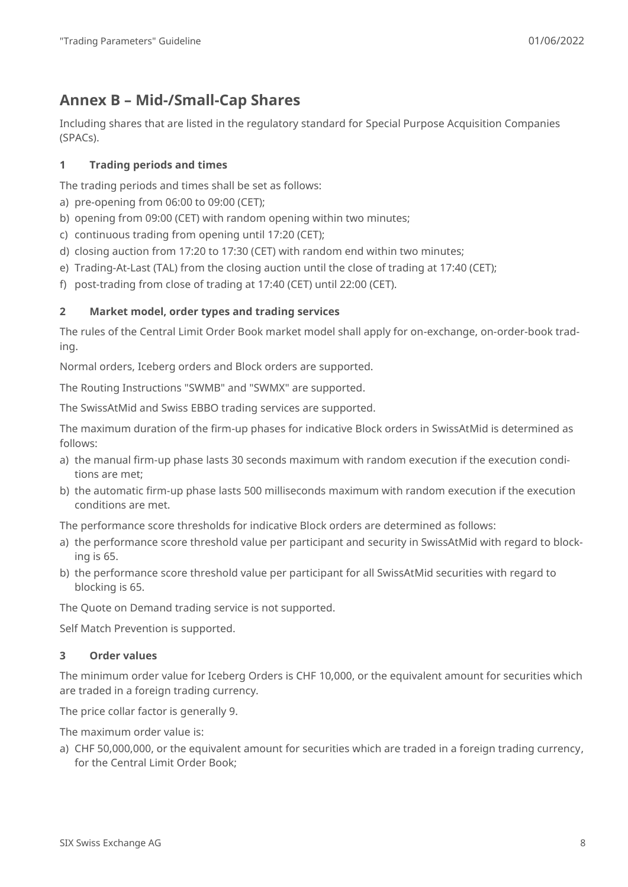# Annex B – Mid-/Small-Cap Shares

Including shares that are listed in the regulatory standard for Special Purpose Acquisition Companies (SPACs).

## 1 Trading periods and times

The trading periods and times shall be set as follows:

a) pre-opening from 06:00 to 09:00 (CET);
b) opening from 09:00 (CET) with random opening within two minutes;
c) continuous trading from opening until 17:20 (CET);
d) closing auction from 17:20 to 17:30 (CET) with random end within two minutes;
e) Trading-At-Last (TAL) from the closing auction until the close of trading at 17:40 (CET);
f) post-trading from close of trading at 17:40 (CET) until 22:00 (CET).

## 2 Market model, order types and trading services

The rules of the Central Limit Order Book market model shall apply for on-exchange, on-order-book trading.

Normal orders, Iceberg orders and Block orders are supported.

The Routing Instructions "SWMB" and "SWMX" are supported.

The SwissAtMid and Swiss EBBO trading services are supported.

The maximum duration of the firm-up phases for indicative Block orders in SwissAtMid is determined as follows:

a) the manual firm-up phase lasts 30 seconds maximum with random execution if the execution conditions are met;
b) the automatic firm-up phase lasts 500 milliseconds maximum with random execution if the execution conditions are met.

The performance score thresholds for indicative Block orders are determined as follows:

a) the performance score threshold value per participant and security in SwissAtMid with regard to blocking is 65.
b) the performance score threshold value per participant for all SwissAtMid securities with regard to blocking is 65.

The Quote on Demand trading service is not supported.

Self Match Prevention is supported.

## 3 Order values

The minimum order value for Iceberg Orders is CHF 10,000, or the equivalent amount for securities which are traded in a foreign trading currency.

The price collar factor is generally 9.

The maximum order value is:

a) CHF 50,000,000, or the equivalent amount for securities which are traded in a foreign trading currency, for the Central Limit Order Book;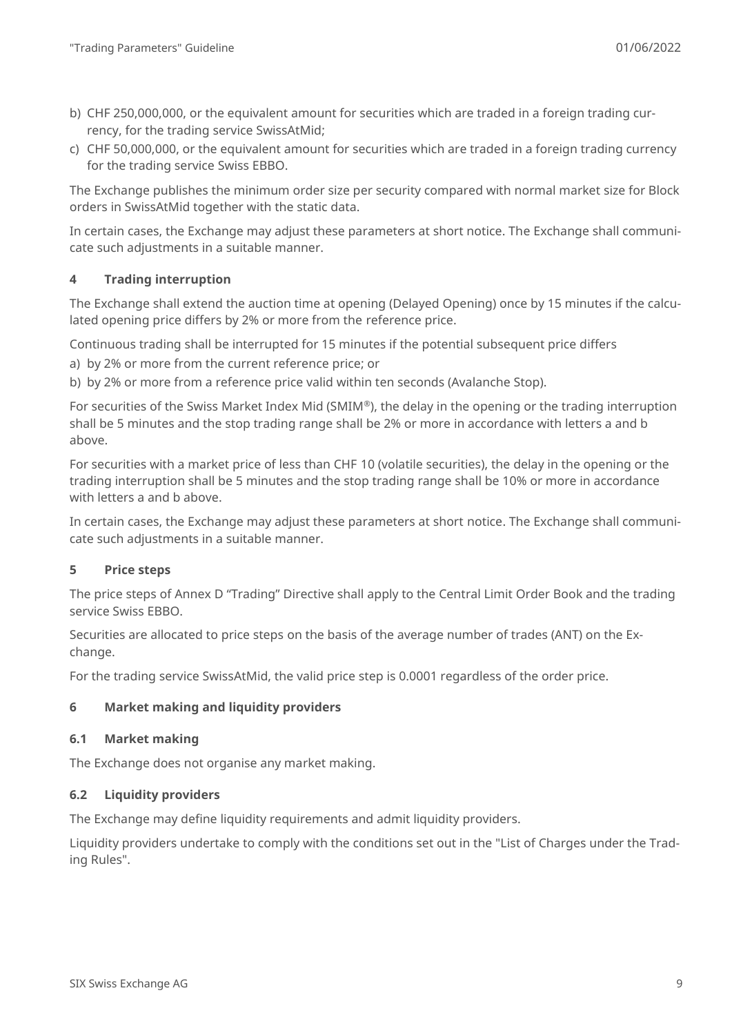b) CHF 250,000,000, or the equivalent amount for securities which are traded in a foreign trading currency, for the trading service SwissAtMid;
c) CHF 50,000,000, or the equivalent amount for securities which are traded in a foreign trading currency for the trading service Swiss EBBO.

The Exchange publishes the minimum order size per security compared with normal market size for Block orders in SwissAtMid together with the static data.

In certain cases, the Exchange may adjust these parameters at short notice. The Exchange shall communicate such adjustments in a suitable manner.

## 4 Trading interruption

The Exchange shall extend the auction time at opening (Delayed Opening) once by 15 minutes if the calculated opening price differs by 2% or more from the reference price.

Continuous trading shall be interrupted for 15 minutes if the potential subsequent price differs

a) by 2% or more from the current reference price; or
b) by 2% or more from a reference price valid within ten seconds (Avalanche Stop).

For securities of the Swiss Market Index Mid (SMIM®), the delay in the opening or the trading interruption shall be 5 minutes and the stop trading range shall be 2% or more in accordance with letters a and b above.

For securities with a market price of less than CHF 10 (volatile securities), the delay in the opening or the trading interruption shall be 5 minutes and the stop trading range shall be 10% or more in accordance with letters a and b above.

In certain cases, the Exchange may adjust these parameters at short notice. The Exchange shall communicate such adjustments in a suitable manner.

## 5 Price steps

The price steps of Annex D “Trading” Directive shall apply to the Central Limit Order Book and the trading service Swiss EBBO.

Securities are allocated to price steps on the basis of the average number of trades (ANT) on the Exchange.

For the trading service SwissAtMid, the valid price step is 0.0001 regardless of the order price.

## 6 Market making and liquidity providers

### 6.1 Market making

The Exchange does not organise any market making.

### 6.2 Liquidity providers

The Exchange may define liquidity requirements and admit liquidity providers.

Liquidity providers undertake to comply with the conditions set out in the "List of Charges under the Trading Rules".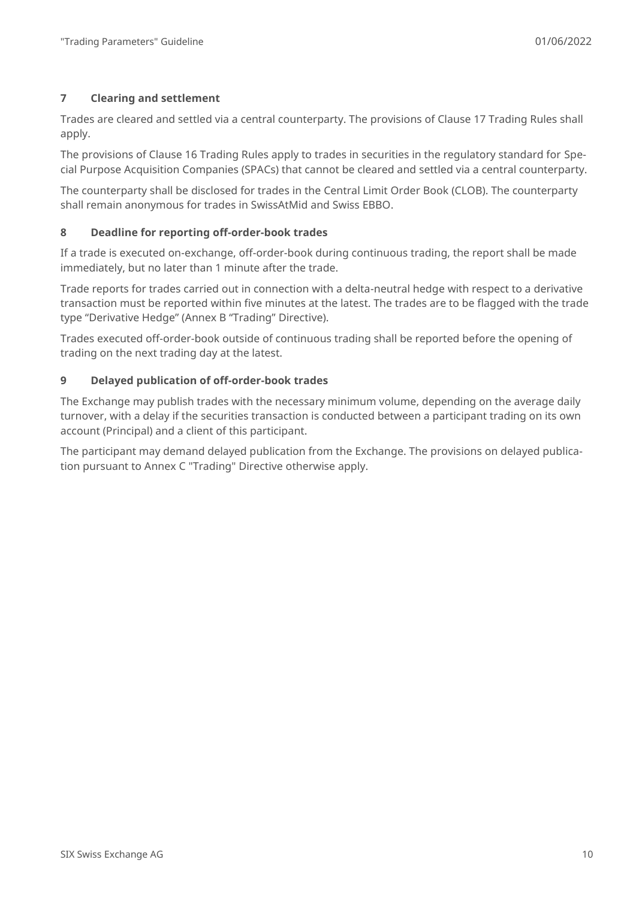## 7 Clearing and settlement

Trades are cleared and settled via a central counterparty. The provisions of Clause 17 Trading Rules shall apply.

The provisions of Clause 16 Trading Rules apply to trades in securities in the regulatory standard for Special Purpose Acquisition Companies (SPACs) that cannot be cleared and settled via a central counterparty.

The counterparty shall be disclosed for trades in the Central Limit Order Book (CLOB). The counterparty shall remain anonymous for trades in SwissAtMid and Swiss EBBO.

## 8 Deadline for reporting off-order-book trades

If a trade is executed on-exchange, off-order-book during continuous trading, the report shall be made immediately, but no later than 1 minute after the trade.

Trade reports for trades carried out in connection with a delta-neutral hedge with respect to a derivative transaction must be reported within five minutes at the latest. The trades are to be flagged with the trade type "Derivative Hedge" (Annex B "Trading" Directive).

Trades executed off-order-book outside of continuous trading shall be reported before the opening of trading on the next trading day at the latest.

## 9 Delayed publication of off-order-book trades

The Exchange may publish trades with the necessary minimum volume, depending on the average daily turnover, with a delay if the securities transaction is conducted between a participant trading on its own account (Principal) and a client of this participant.

The participant may demand delayed publication from the Exchange. The provisions on delayed publication pursuant to Annex C "Trading" Directive otherwise apply.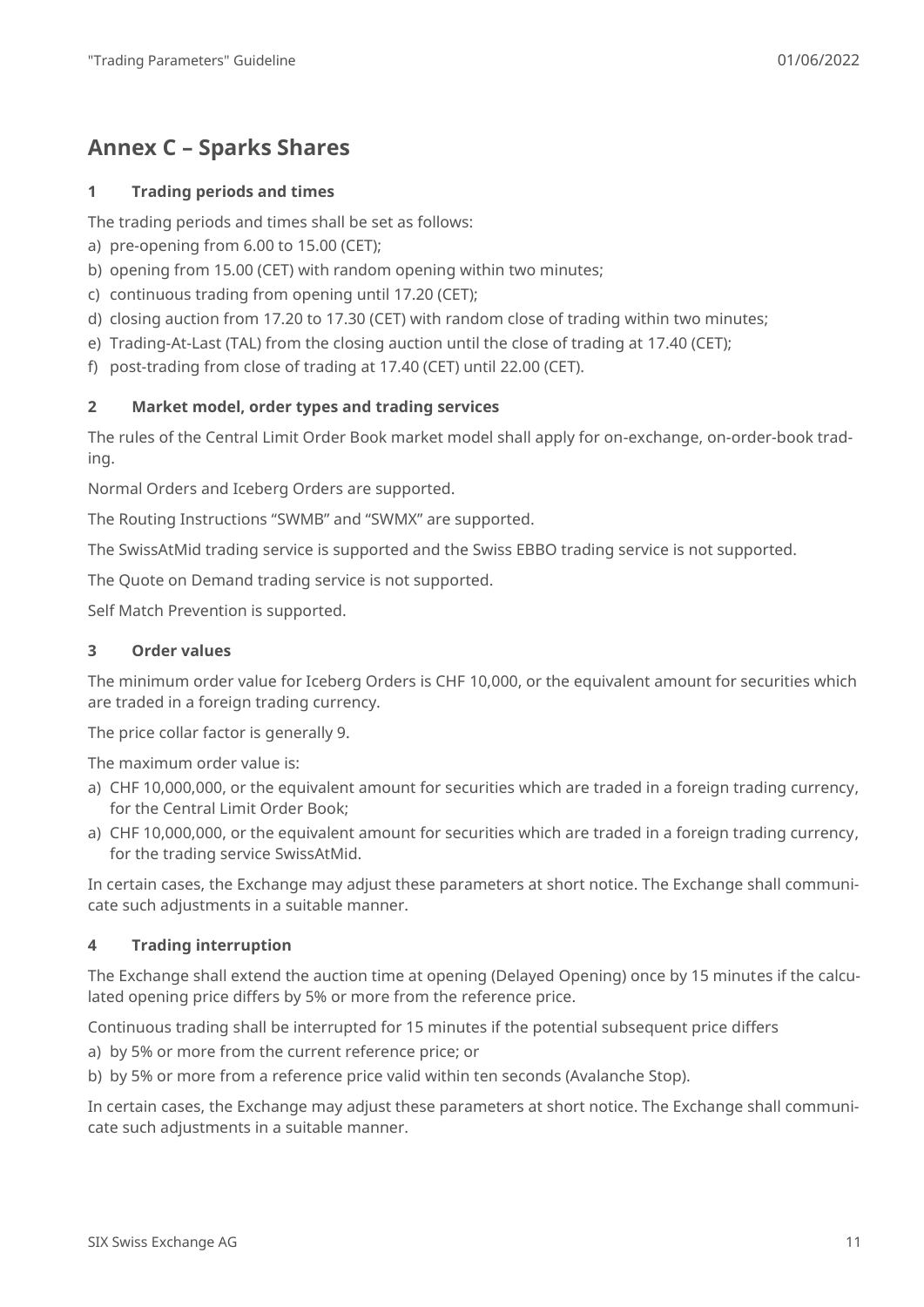# Annex C – Sparks Shares

## 1 Trading periods and times

The trading periods and times shall be set as follows:

a) pre-opening from 6.00 to 15.00 (CET);
b) opening from 15.00 (CET) with random opening within two minutes;
c) continuous trading from opening until 17.20 (CET);
d) closing auction from 17.20 to 17.30 (CET) with random close of trading within two minutes;
e) Trading-At-Last (TAL) from the closing auction until the close of trading at 17.40 (CET);
f) post-trading from close of trading at 17.40 (CET) until 22.00 (CET).

## 2 Market model, order types and trading services

The rules of the Central Limit Order Book market model shall apply for on-exchange, on-order-book trading.

Normal Orders and Iceberg Orders are supported.

The Routing Instructions “SWMB” and “SWMX” are supported.

The SwissAtMid trading service is supported and the Swiss EBBO trading service is not supported.

The Quote on Demand trading service is not supported.

Self Match Prevention is supported.

## 3 Order values

The minimum order value for Iceberg Orders is CHF 10,000, or the equivalent amount for securities which are traded in a foreign trading currency.

The price collar factor is generally 9.

The maximum order value is:

a) CHF 10,000,000, or the equivalent amount for securities which are traded in a foreign trading currency, for the Central Limit Order Book;
a) CHF 10,000,000, or the equivalent amount for securities which are traded in a foreign trading currency, for the trading service SwissAtMid.

In certain cases, the Exchange may adjust these parameters at short notice. The Exchange shall communicate such adjustments in a suitable manner.

## 4 Trading interruption

The Exchange shall extend the auction time at opening (Delayed Opening) once by 15 minutes if the calculated opening price differs by 5% or more from the reference price.

Continuous trading shall be interrupted for 15 minutes if the potential subsequent price differs

a) by 5% or more from the current reference price; or
b) by 5% or more from a reference price valid within ten seconds (Avalanche Stop).

In certain cases, the Exchange may adjust these parameters at short notice. The Exchange shall communicate such adjustments in a suitable manner.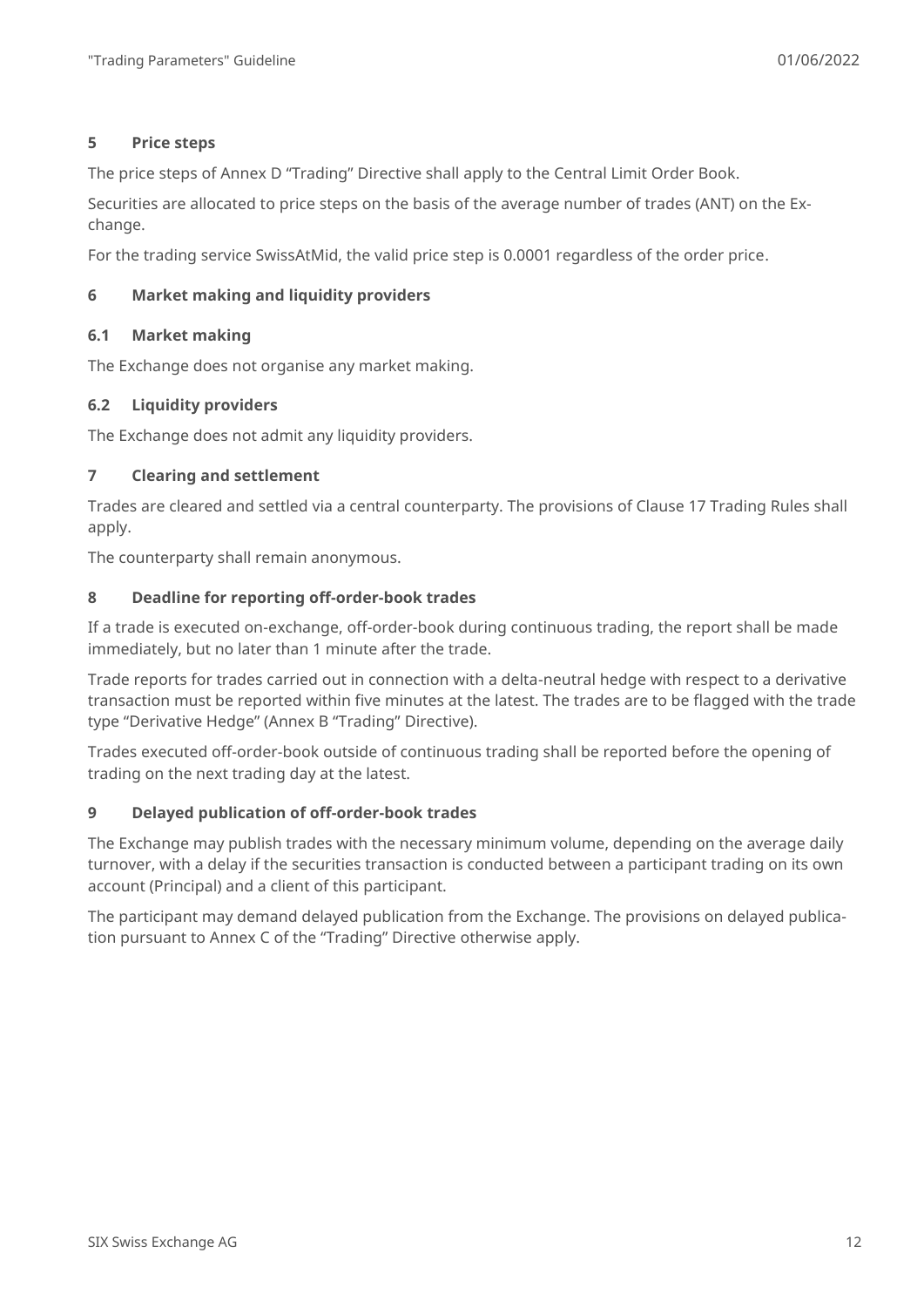## 5 Price steps

The price steps of Annex D “Trading” Directive shall apply to the Central Limit Order Book.

Securities are allocated to price steps on the basis of the average number of trades (ANT) on the Exchange.

For the trading service SwissAtMid, the valid price step is 0.0001 regardless of the order price.

## 6 Market making and liquidity providers

### 6.1 Market making

The Exchange does not organise any market making.

### 6.2 Liquidity providers

The Exchange does not admit any liquidity providers.

## 7 Clearing and settlement

Trades are cleared and settled via a central counterparty. The provisions of Clause 17 Trading Rules shall apply.

The counterparty shall remain anonymous.

## 8 Deadline for reporting off-order-book trades

If a trade is executed on-exchange, off-order-book during continuous trading, the report shall be made immediately, but no later than 1 minute after the trade.

Trade reports for trades carried out in connection with a delta-neutral hedge with respect to a derivative transaction must be reported within five minutes at the latest. The trades are to be flagged with the trade type “Derivative Hedge” (Annex B “Trading” Directive).

Trades executed off-order-book outside of continuous trading shall be reported before the opening of trading on the next trading day at the latest.

## 9 Delayed publication of off-order-book trades

The Exchange may publish trades with the necessary minimum volume, depending on the average daily turnover, with a delay if the securities transaction is conducted between a participant trading on its own account (Principal) and a client of this participant.

The participant may demand delayed publication from the Exchange. The provisions on delayed publication pursuant to Annex C of the “Trading” Directive otherwise apply.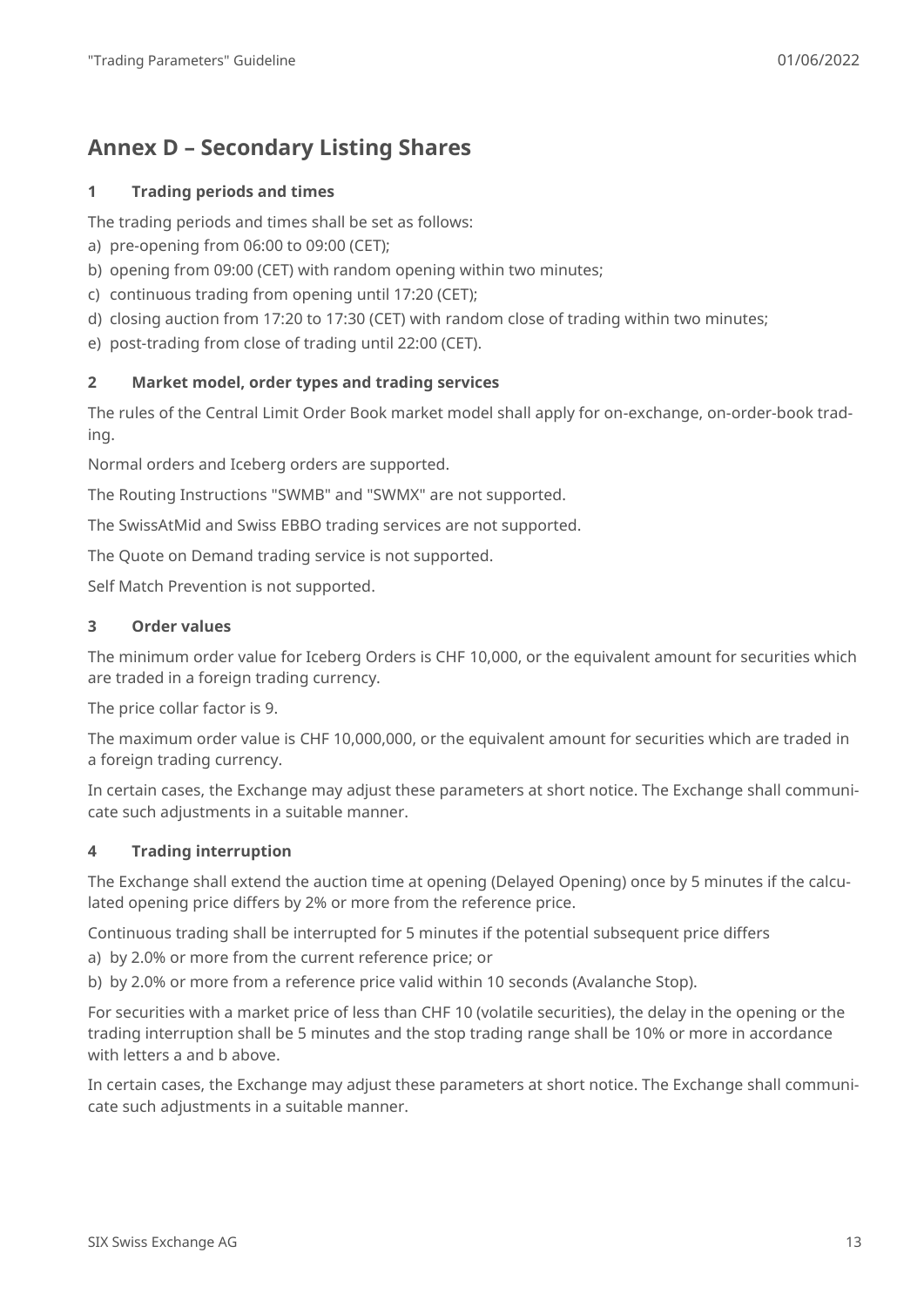## Annex D – Secondary Listing Shares

### 1 Trading periods and times

The trading periods and times shall be set as follows:

a) pre-opening from 06:00 to 09:00 (CET);
b) opening from 09:00 (CET) with random opening within two minutes;
c) continuous trading from opening until 17:20 (CET);
d) closing auction from 17:20 to 17:30 (CET) with random close of trading within two minutes;
e) post-trading from close of trading until 22:00 (CET).

### 2 Market model, order types and trading services

The rules of the Central Limit Order Book market model shall apply for on-exchange, on-order-book trading.

Normal orders and Iceberg orders are supported.

The Routing Instructions "SWMB" and "SWMX" are not supported.

The SwissAtMid and Swiss EBBO trading services are not supported.

The Quote on Demand trading service is not supported.

Self Match Prevention is not supported.

### 3 Order values

The minimum order value for Iceberg Orders is CHF 10,000, or the equivalent amount for securities which are traded in a foreign trading currency.

The price collar factor is 9.

The maximum order value is CHF 10,000,000, or the equivalent amount for securities which are traded in a foreign trading currency.

In certain cases, the Exchange may adjust these parameters at short notice. The Exchange shall communicate such adjustments in a suitable manner.

### 4 Trading interruption

The Exchange shall extend the auction time at opening (Delayed Opening) once by 5 minutes if the calculated opening price differs by 2% or more from the reference price.

Continuous trading shall be interrupted for 5 minutes if the potential subsequent price differs

a) by 2.0% or more from the current reference price; or
b) by 2.0% or more from a reference price valid within 10 seconds (Avalanche Stop).

For securities with a market price of less than CHF 10 (volatile securities), the delay in the opening or the trading interruption shall be 5 minutes and the stop trading range shall be 10% or more in accordance with letters a and b above.

In certain cases, the Exchange may adjust these parameters at short notice. The Exchange shall communicate such adjustments in a suitable manner.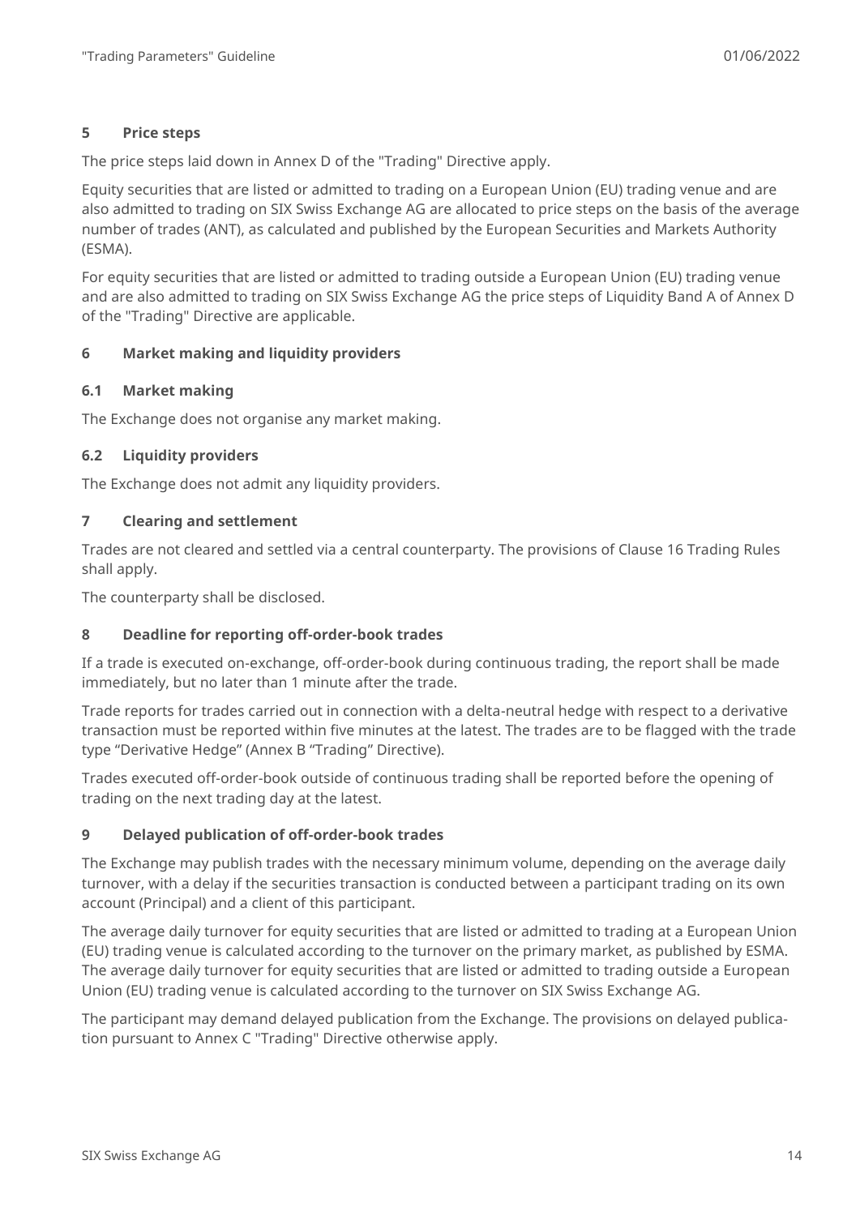## 5 Price steps

The price steps laid down in Annex D of the "Trading" Directive apply.

Equity securities that are listed or admitted to trading on a European Union (EU) trading venue and are also admitted to trading on SIX Swiss Exchange AG are allocated to price steps on the basis of the average number of trades (ANT), as calculated and published by the European Securities and Markets Authority (ESMA).

For equity securities that are listed or admitted to trading outside a European Union (EU) trading venue and are also admitted to trading on SIX Swiss Exchange AG the price steps of Liquidity Band A of Annex D of the "Trading" Directive are applicable.

## 6 Market making and liquidity providers

### 6.1 Market making

The Exchange does not organise any market making.

### 6.2 Liquidity providers

The Exchange does not admit any liquidity providers.

## 7 Clearing and settlement

Trades are not cleared and settled via a central counterparty. The provisions of Clause 16 Trading Rules shall apply.

The counterparty shall be disclosed.

## 8 Deadline for reporting off-order-book trades

If a trade is executed on-exchange, off-order-book during continuous trading, the report shall be made immediately, but no later than 1 minute after the trade.

Trade reports for trades carried out in connection with a delta-neutral hedge with respect to a derivative transaction must be reported within five minutes at the latest. The trades are to be flagged with the trade type “Derivative Hedge” (Annex B “Trading” Directive).

Trades executed off-order-book outside of continuous trading shall be reported before the opening of trading on the next trading day at the latest.

## 9 Delayed publication of off-order-book trades

The Exchange may publish trades with the necessary minimum volume, depending on the average daily turnover, with a delay if the securities transaction is conducted between a participant trading on its own account (Principal) and a client of this participant.

The average daily turnover for equity securities that are listed or admitted to trading at a European Union (EU) trading venue is calculated according to the turnover on the primary market, as published by ESMA. The average daily turnover for equity securities that are listed or admitted to trading outside a European Union (EU) trading venue is calculated according to the turnover on SIX Swiss Exchange AG.

The participant may demand delayed publication from the Exchange. The provisions on delayed publication pursuant to Annex C "Trading" Directive otherwise apply.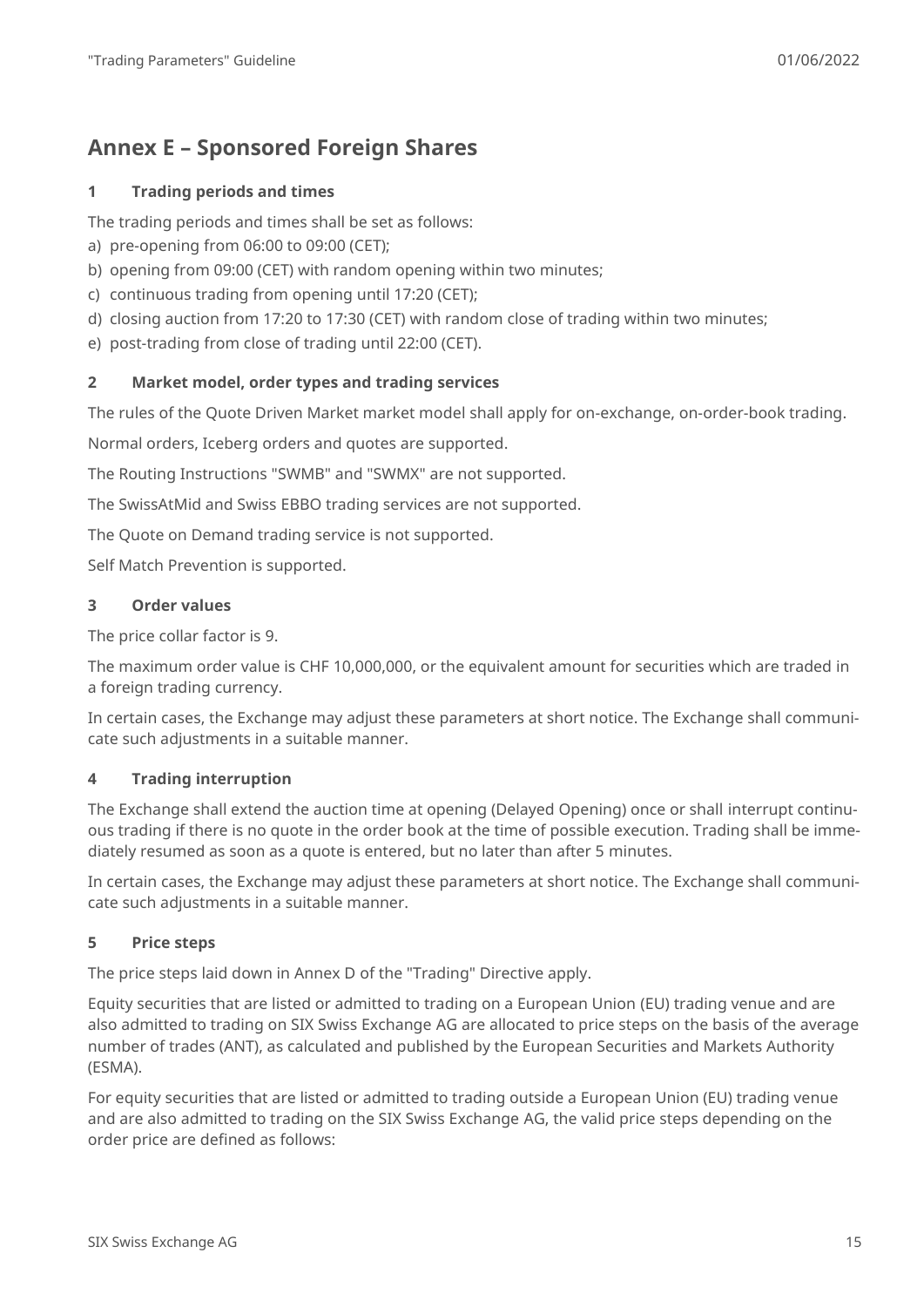# Annex E – Sponsored Foreign Shares

## 1 Trading periods and times

The trading periods and times shall be set as follows:

a) pre-opening from 06:00 to 09:00 (CET);
b) opening from 09:00 (CET) with random opening within two minutes;
c) continuous trading from opening until 17:20 (CET);
d) closing auction from 17:20 to 17:30 (CET) with random close of trading within two minutes;
e) post-trading from close of trading until 22:00 (CET).

## 2 Market model, order types and trading services

The rules of the Quote Driven Market market model shall apply for on-exchange, on-order-book trading.

Normal orders, Iceberg orders and quotes are supported.

The Routing Instructions "SWMB" and "SWMX" are not supported.

The SwissAtMid and Swiss EBBO trading services are not supported.

The Quote on Demand trading service is not supported.

Self Match Prevention is supported.

## 3 Order values

The price collar factor is 9.

The maximum order value is CHF 10,000,000, or the equivalent amount for securities which are traded in a foreign trading currency.

In certain cases, the Exchange may adjust these parameters at short notice. The Exchange shall communicate such adjustments in a suitable manner.

## 4 Trading interruption

The Exchange shall extend the auction time at opening (Delayed Opening) once or shall interrupt continuous trading if there is no quote in the order book at the time of possible execution. Trading shall be immediately resumed as soon as a quote is entered, but no later than after 5 minutes.

In certain cases, the Exchange may adjust these parameters at short notice. The Exchange shall communicate such adjustments in a suitable manner.

## 5 Price steps

The price steps laid down in Annex D of the "Trading" Directive apply.

Equity securities that are listed or admitted to trading on a European Union (EU) trading venue and are also admitted to trading on SIX Swiss Exchange AG are allocated to price steps on the basis of the average number of trades (ANT), as calculated and published by the European Securities and Markets Authority (ESMA).

For equity securities that are listed or admitted to trading outside a European Union (EU) trading venue and are also admitted to trading on the SIX Swiss Exchange AG, the valid price steps depending on the order price are defined as follows: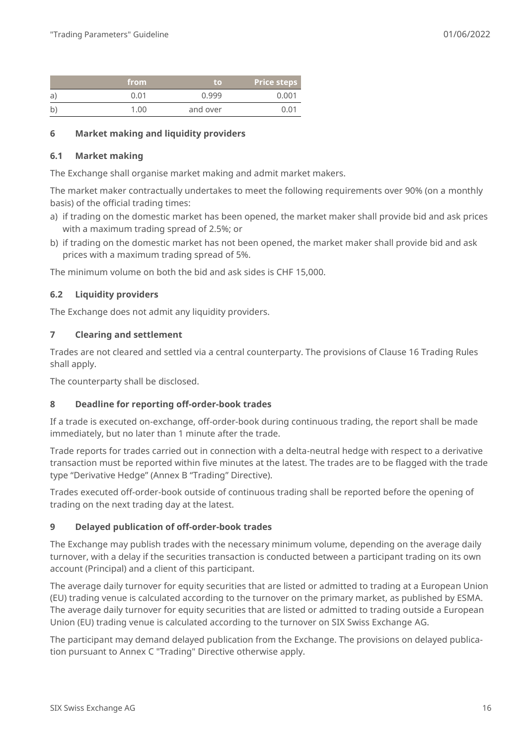|  | from | to | Price steps |
| --- | --- | --- | --- |
| a) | 0.01 | 0.999 | 0.001 |
| b) | 1.00 | and over | 0.01 |

## 6 Market making and liquidity providers

### 6.1 Market making

The Exchange shall organise market making and admit market makers.

The market maker contractually undertakes to meet the following requirements over 90% (on a monthly basis) of the official trading times:

a) if trading on the domestic market has been opened, the market maker shall provide bid and ask prices with a maximum trading spread of 2.5%; or

b) if trading on the domestic market has not been opened, the market maker shall provide bid and ask prices with a maximum trading spread of 5%.

The minimum volume on both the bid and ask sides is CHF 15,000.

### 6.2 Liquidity providers

The Exchange does not admit any liquidity providers.

## 7 Clearing and settlement

Trades are not cleared and settled via a central counterparty. The provisions of Clause 16 Trading Rules shall apply.

The counterparty shall be disclosed.

## 8 Deadline for reporting off-order-book trades

If a trade is executed on-exchange, off-order-book during continuous trading, the report shall be made immediately, but no later than 1 minute after the trade.

Trade reports for trades carried out in connection with a delta-neutral hedge with respect to a derivative transaction must be reported within five minutes at the latest. The trades are to be flagged with the trade type "Derivative Hedge" (Annex B "Trading" Directive).

Trades executed off-order-book outside of continuous trading shall be reported before the opening of trading on the next trading day at the latest.

## 9 Delayed publication of off-order-book trades

The Exchange may publish trades with the necessary minimum volume, depending on the average daily turnover, with a delay if the securities transaction is conducted between a participant trading on its own account (Principal) and a client of this participant.

The average daily turnover for equity securities that are listed or admitted to trading at a European Union (EU) trading venue is calculated according to the turnover on the primary market, as published by ESMA. The average daily turnover for equity securities that are listed or admitted to trading outside a European Union (EU) trading venue is calculated according to the turnover on SIX Swiss Exchange AG.

The participant may demand delayed publication from the Exchange. The provisions on delayed publication pursuant to Annex C "Trading" Directive otherwise apply.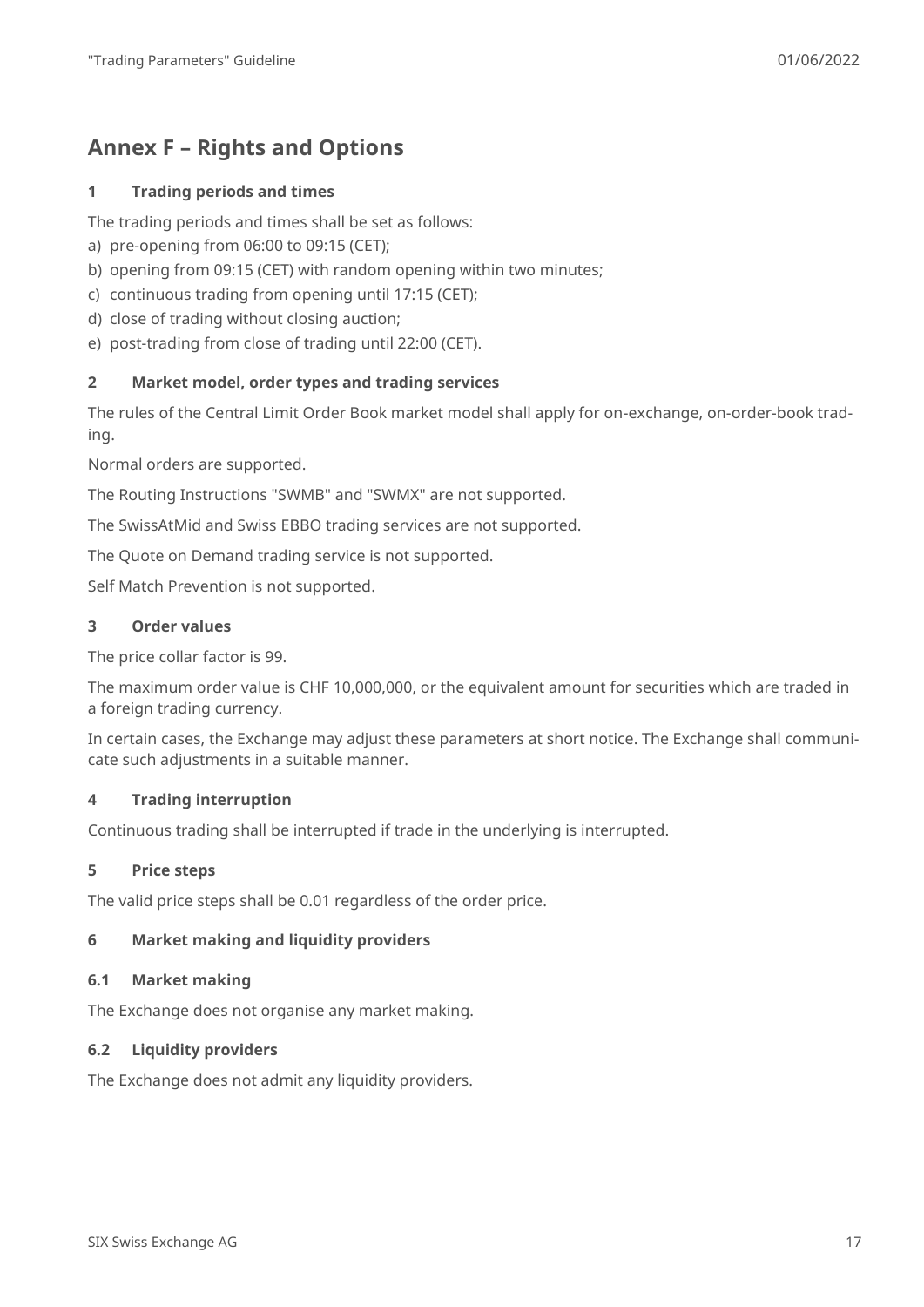# Annex F – Rights and Options

### 1 Trading periods and times

The trading periods and times shall be set as follows:

a) pre-opening from 06:00 to 09:15 (CET);
b) opening from 09:15 (CET) with random opening within two minutes;
c) continuous trading from opening until 17:15 (CET);
d) close of trading without closing auction;
e) post-trading from close of trading until 22:00 (CET).

### 2 Market model, order types and trading services

The rules of the Central Limit Order Book market model shall apply for on-exchange, on-order-book trading.

Normal orders are supported.

The Routing Instructions "SWMB" and "SWMX" are not supported.

The SwissAtMid and Swiss EBBO trading services are not supported.

The Quote on Demand trading service is not supported.

Self Match Prevention is not supported.

### 3 Order values

The price collar factor is 99.

The maximum order value is CHF 10,000,000, or the equivalent amount for securities which are traded in a foreign trading currency.

In certain cases, the Exchange may adjust these parameters at short notice. The Exchange shall communicate such adjustments in a suitable manner.

### 4 Trading interruption

Continuous trading shall be interrupted if trade in the underlying is interrupted.

### 5 Price steps

The valid price steps shall be 0.01 regardless of the order price.

### 6 Market making and liquidity providers

#### 6.1 Market making

The Exchange does not organise any market making.

#### 6.2 Liquidity providers

The Exchange does not admit any liquidity providers.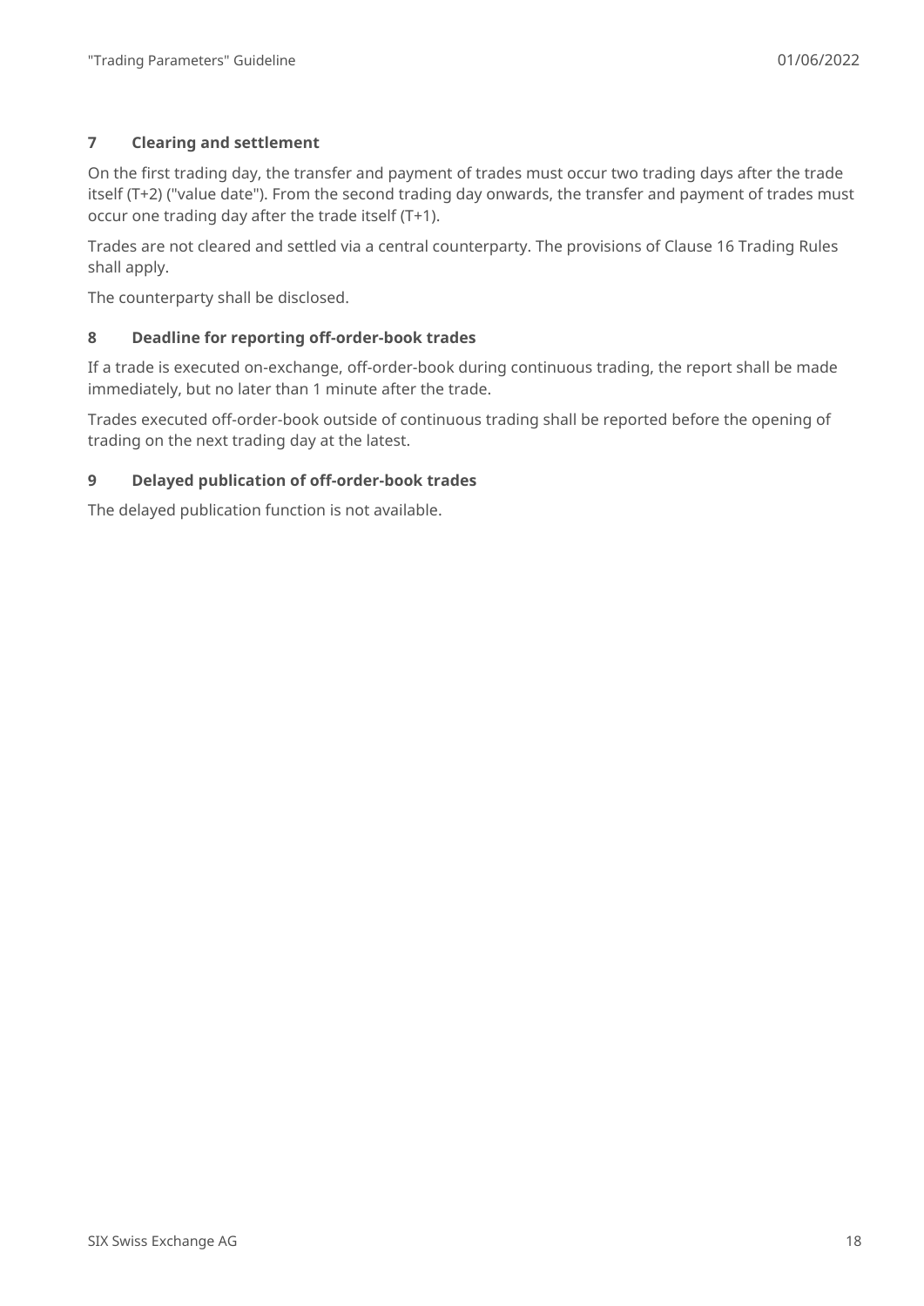## 7 Clearing and settlement

On the first trading day, the transfer and payment of trades must occur two trading days after the trade itself (T+2) ("value date"). From the second trading day onwards, the transfer and payment of trades must occur one trading day after the trade itself (T+1).

Trades are not cleared and settled via a central counterparty. The provisions of Clause 16 Trading Rules shall apply.

The counterparty shall be disclosed.

## 8 Deadline for reporting off-order-book trades

If a trade is executed on-exchange, off-order-book during continuous trading, the report shall be made immediately, but no later than 1 minute after the trade.

Trades executed off-order-book outside of continuous trading shall be reported before the opening of trading on the next trading day at the latest.

## 9 Delayed publication of off-order-book trades

The delayed publication function is not available.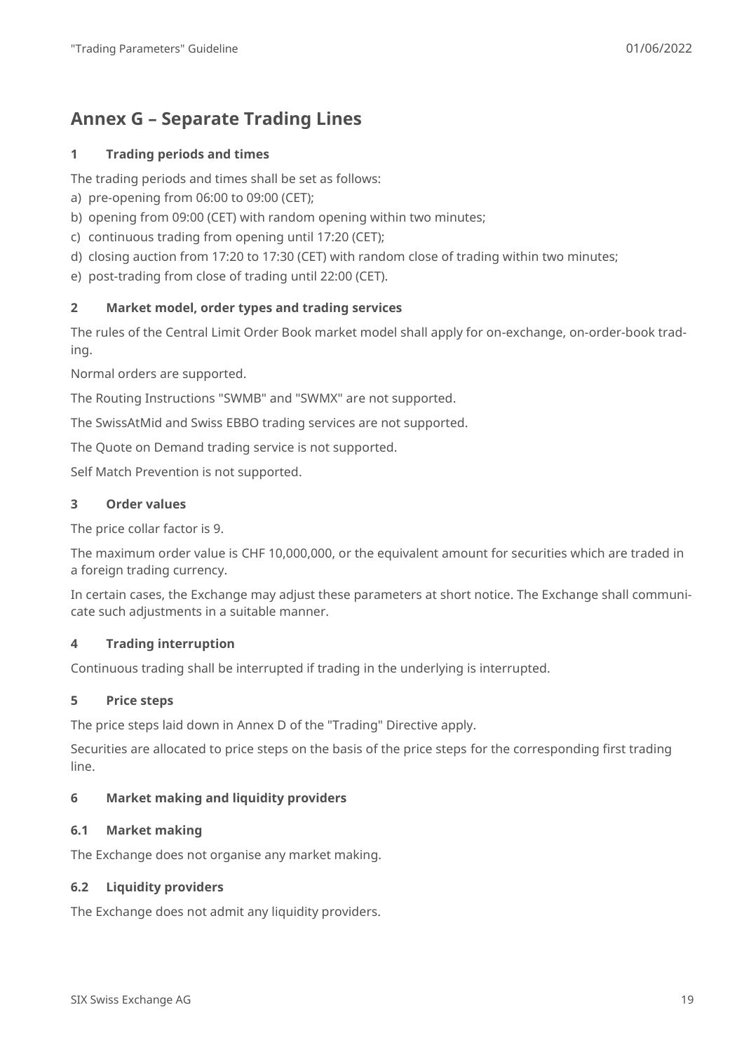# Annex G – Separate Trading Lines

## 1 Trading periods and times

The trading periods and times shall be set as follows:

a) pre-opening from 06:00 to 09:00 (CET);
b) opening from 09:00 (CET) with random opening within two minutes;
c) continuous trading from opening until 17:20 (CET);
d) closing auction from 17:20 to 17:30 (CET) with random close of trading within two minutes;
e) post-trading from close of trading until 22:00 (CET).

## 2 Market model, order types and trading services

The rules of the Central Limit Order Book market model shall apply for on-exchange, on-order-book trading.

Normal orders are supported.

The Routing Instructions "SWMB" and "SWMX" are not supported.

The SwissAtMid and Swiss EBBO trading services are not supported.

The Quote on Demand trading service is not supported.

Self Match Prevention is not supported.

## 3 Order values

The price collar factor is 9.

The maximum order value is CHF 10,000,000, or the equivalent amount for securities which are traded in a foreign trading currency.

In certain cases, the Exchange may adjust these parameters at short notice. The Exchange shall communicate such adjustments in a suitable manner.

## 4 Trading interruption

Continuous trading shall be interrupted if trading in the underlying is interrupted.

## 5 Price steps

The price steps laid down in Annex D of the "Trading" Directive apply.

Securities are allocated to price steps on the basis of the price steps for the corresponding first trading line.

## 6 Market making and liquidity providers

### 6.1 Market making

The Exchange does not organise any market making.

### 6.2 Liquidity providers

The Exchange does not admit any liquidity providers.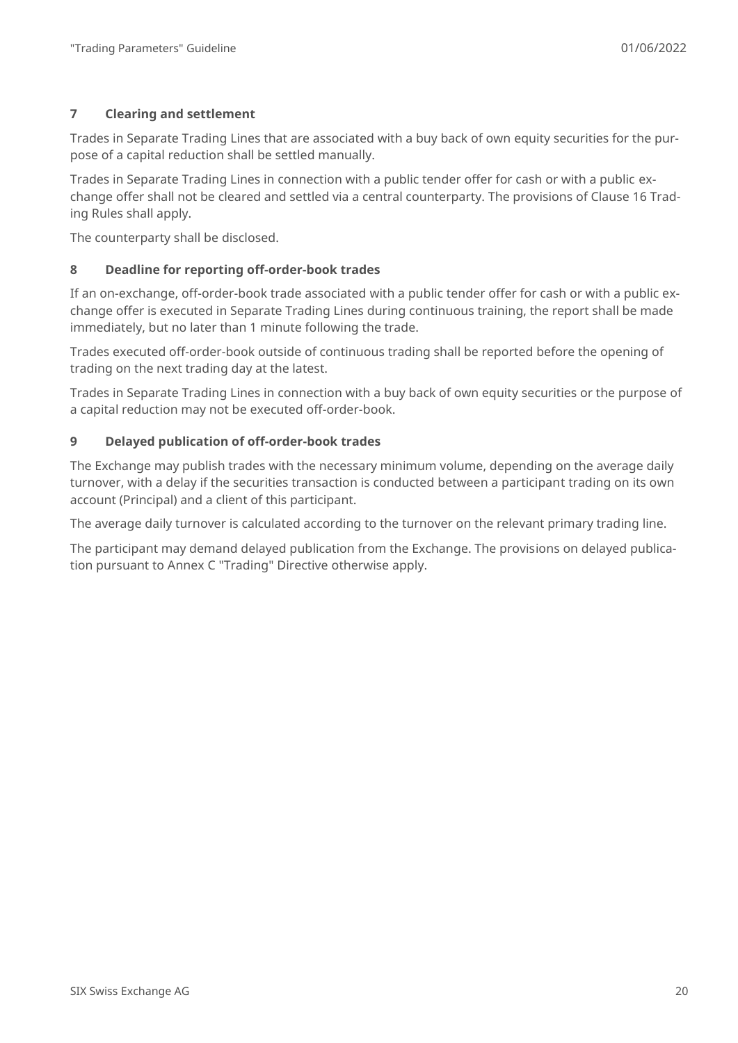## 7 Clearing and settlement

Trades in Separate Trading Lines that are associated with a buy back of own equity securities for the purpose of a capital reduction shall be settled manually.

Trades in Separate Trading Lines in connection with a public tender offer for cash or with a public exchange offer shall not be cleared and settled via a central counterparty. The provisions of Clause 16 Trading Rules shall apply.

The counterparty shall be disclosed.

## 8 Deadline for reporting off-order-book trades

If an on-exchange, off-order-book trade associated with a public tender offer for cash or with a public exchange offer is executed in Separate Trading Lines during continuous training, the report shall be made immediately, but no later than 1 minute following the trade.

Trades executed off-order-book outside of continuous trading shall be reported before the opening of trading on the next trading day at the latest.

Trades in Separate Trading Lines in connection with a buy back of own equity securities or the purpose of a capital reduction may not be executed off-order-book.

## 9 Delayed publication of off-order-book trades

The Exchange may publish trades with the necessary minimum volume, depending on the average daily turnover, with a delay if the securities transaction is conducted between a participant trading on its own account (Principal) and a client of this participant.

The average daily turnover is calculated according to the turnover on the relevant primary trading line.

The participant may demand delayed publication from the Exchange. The provisions on delayed publication pursuant to Annex C "Trading" Directive otherwise apply.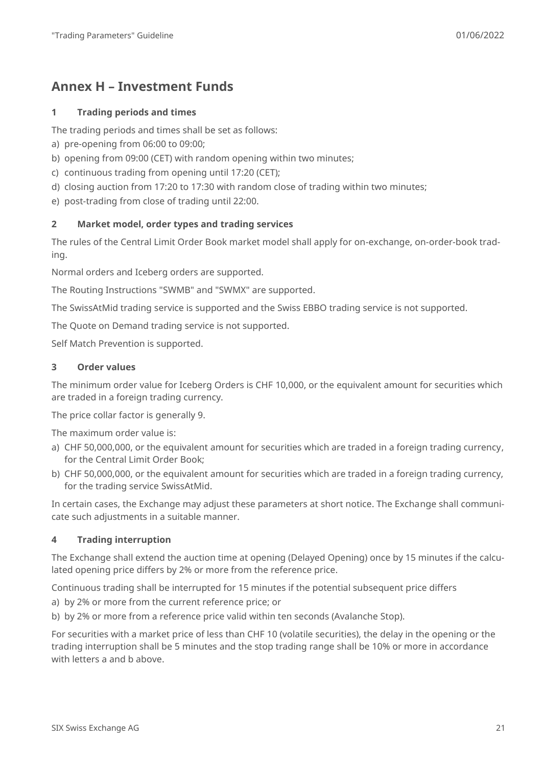# Annex H – Investment Funds

## 1 Trading periods and times

The trading periods and times shall be set as follows:

a) pre-opening from 06:00 to 09:00;
b) opening from 09:00 (CET) with random opening within two minutes;
c) continuous trading from opening until 17:20 (CET);
d) closing auction from 17:20 to 17:30 with random close of trading within two minutes;
e) post-trading from close of trading until 22:00.

## 2 Market model, order types and trading services

The rules of the Central Limit Order Book market model shall apply for on-exchange, on-order-book trading.

Normal orders and Iceberg orders are supported.

The Routing Instructions "SWMB" and "SWMX" are supported.

The SwissAtMid trading service is supported and the Swiss EBBO trading service is not supported.

The Quote on Demand trading service is not supported.

Self Match Prevention is supported.

## 3 Order values

The minimum order value for Iceberg Orders is CHF 10,000, or the equivalent amount for securities which are traded in a foreign trading currency.

The price collar factor is generally 9.

The maximum order value is:

a) CHF 50,000,000, or the equivalent amount for securities which are traded in a foreign trading currency, for the Central Limit Order Book;
b) CHF 50,000,000, or the equivalent amount for securities which are traded in a foreign trading currency, for the trading service SwissAtMid.

In certain cases, the Exchange may adjust these parameters at short notice. The Exchange shall communicate such adjustments in a suitable manner.

## 4 Trading interruption

The Exchange shall extend the auction time at opening (Delayed Opening) once by 15 minutes if the calculated opening price differs by 2% or more from the reference price.

Continuous trading shall be interrupted for 15 minutes if the potential subsequent price differs

a) by 2% or more from the current reference price; or
b) by 2% or more from a reference price valid within ten seconds (Avalanche Stop).

For securities with a market price of less than CHF 10 (volatile securities), the delay in the opening or the trading interruption shall be 5 minutes and the stop trading range shall be 10% or more in accordance with letters a and b above.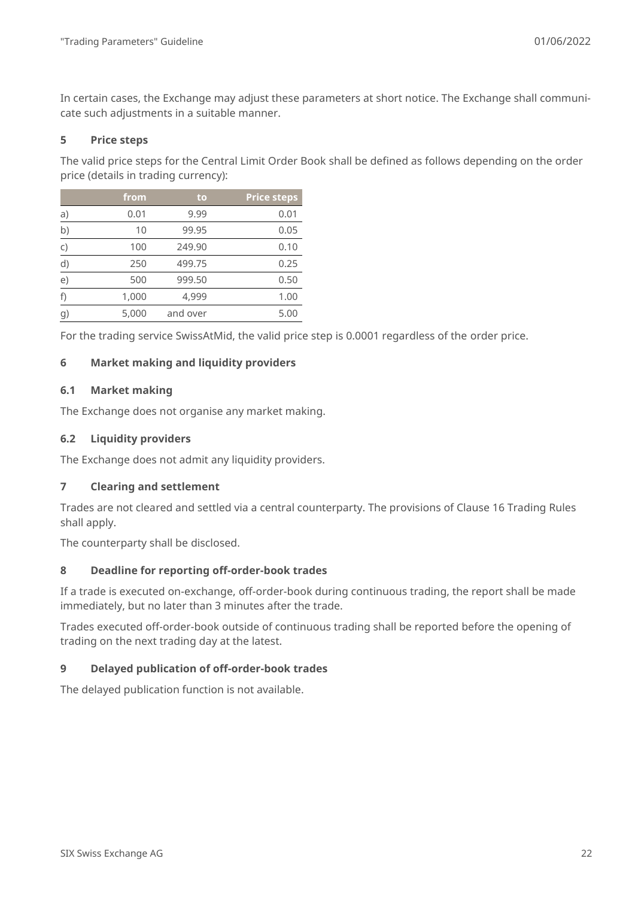In certain cases, the Exchange may adjust these parameters at short notice. The Exchange shall communicate such adjustments in a suitable manner.

## 5 Price steps

The valid price steps for the Central Limit Order Book shall be defined as follows depending on the order price (details in trading currency):

| | from | to | Price steps |
|---|---:|---:|---:|
| a) | 0.01 | 9.99 | 0.01 |
| b) | 10 | 99.95 | 0.05 |
| c) | 100 | 249.90 | 0.10 |
| d) | 250 | 499.75 | 0.25 |
| e) | 500 | 999.50 | 0.50 |
| f) | 1,000 | 4,999 | 1.00 |
| g) | 5,000 | and over | 5.00 |

For the trading service SwissAtMid, the valid price step is 0.0001 regardless of the order price.

## 6 Market making and liquidity providers

### 6.1 Market making

The Exchange does not organise any market making.

### 6.2 Liquidity providers

The Exchange does not admit any liquidity providers.

## 7 Clearing and settlement

Trades are not cleared and settled via a central counterparty. The provisions of Clause 16 Trading Rules shall apply.

The counterparty shall be disclosed.

## 8 Deadline for reporting off-order-book trades

If a trade is executed on-exchange, off-order-book during continuous trading, the report shall be made immediately, but no later than 3 minutes after the trade.

Trades executed off-order-book outside of continuous trading shall be reported before the opening of trading on the next trading day at the latest.

## 9 Delayed publication of off-order-book trades

The delayed publication function is not available.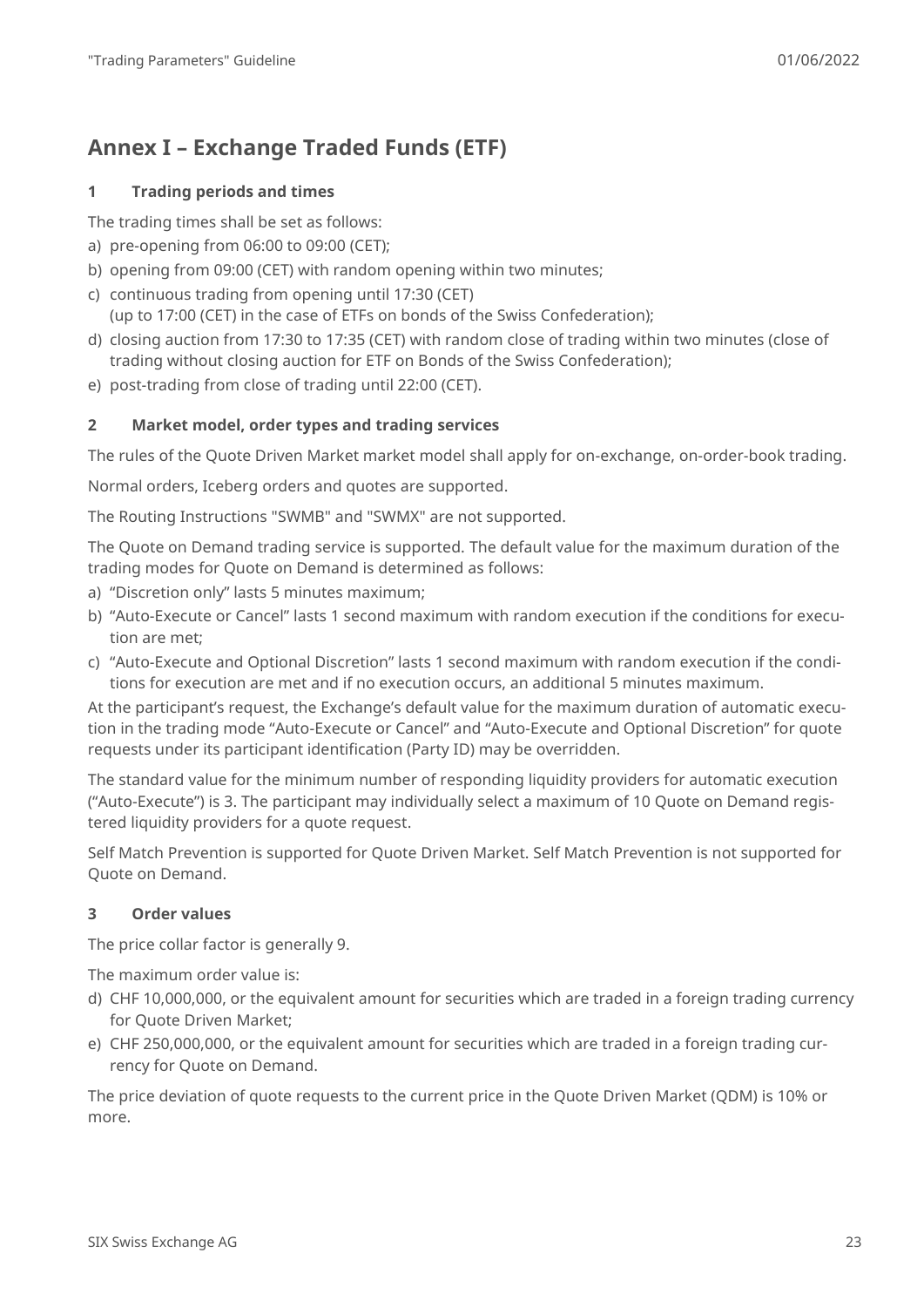# Annex I – Exchange Traded Funds (ETF)

## 1 Trading periods and times

The trading times shall be set as follows:

a) pre-opening from 06:00 to 09:00 (CET);
b) opening from 09:00 (CET) with random opening within two minutes;
c) continuous trading from opening until 17:30 (CET)
(up to 17:00 (CET) in the case of ETFs on bonds of the Swiss Confederation);
d) closing auction from 17:30 to 17:35 (CET) with random close of trading within two minutes (close of trading without closing auction for ETF on Bonds of the Swiss Confederation);
e) post-trading from close of trading until 22:00 (CET).

## 2 Market model, order types and trading services

The rules of the Quote Driven Market market model shall apply for on-exchange, on-order-book trading.

Normal orders, Iceberg orders and quotes are supported.

The Routing Instructions "SWMB" and "SWMX" are not supported.

The Quote on Demand trading service is supported. The default value for the maximum duration of the trading modes for Quote on Demand is determined as follows:

a) “Discretion only” lasts 5 minutes maximum;
b) “Auto-Execute or Cancel” lasts 1 second maximum with random execution if the conditions for execution are met;
c) “Auto-Execute and Optional Discretion” lasts 1 second maximum with random execution if the conditions for execution are met and if no execution occurs, an additional 5 minutes maximum.

At the participant’s request, the Exchange’s default value for the maximum duration of automatic execution in the trading mode “Auto-Execute or Cancel” and “Auto-Execute and Optional Discretion” for quote requests under its participant identification (Party ID) may be overridden.

The standard value for the minimum number of responding liquidity providers for automatic execution (“Auto-Execute”) is 3. The participant may individually select a maximum of 10 Quote on Demand registered liquidity providers for a quote request.

Self Match Prevention is supported for Quote Driven Market. Self Match Prevention is not supported for Quote on Demand.

## 3 Order values

The price collar factor is generally 9.

The maximum order value is:

d) CHF 10,000,000, or the equivalent amount for securities which are traded in a foreign trading currency for Quote Driven Market;
e) CHF 250,000,000, or the equivalent amount for securities which are traded in a foreign trading currency for Quote on Demand.

The price deviation of quote requests to the current price in the Quote Driven Market (QDM) is 10% or more.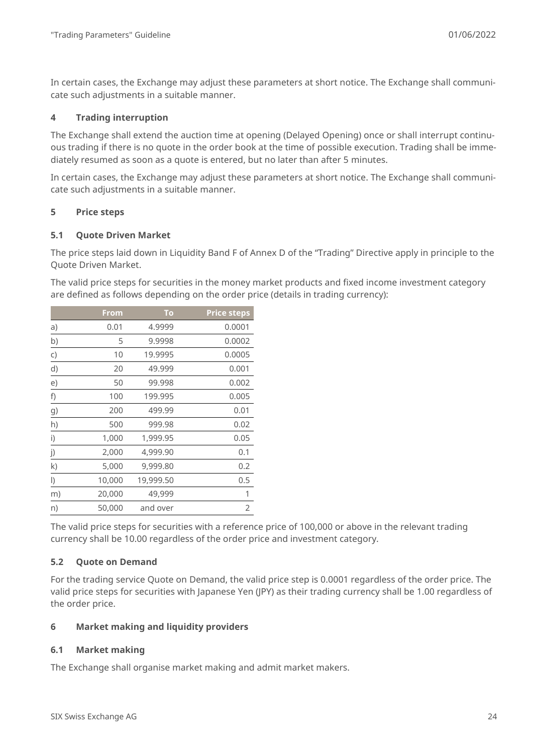In certain cases, the Exchange may adjust these parameters at short notice. The Exchange shall communicate such adjustments in a suitable manner.

## 4 Trading interruption

The Exchange shall extend the auction time at opening (Delayed Opening) once or shall interrupt continuous trading if there is no quote in the order book at the time of possible execution. Trading shall be immediately resumed as soon as a quote is entered, but no later than after 5 minutes.

In certain cases, the Exchange may adjust these parameters at short notice. The Exchange shall communicate such adjustments in a suitable manner.

## 5 Price steps

### 5.1 Quote Driven Market

The price steps laid down in Liquidity Band F of Annex D of the "Trading" Directive apply in principle to the Quote Driven Market.

The valid price steps for securities in the money market products and fixed income investment category are defined as follows depending on the order price (details in trading currency):

| | From | To | Price steps |
|---|---:|---:|---:|
| a) | 0.01 | 4.9999 | 0.0001 |
| b) | 5 | 9.9998 | 0.0002 |
| c) | 10 | 19.9995 | 0.0005 |
| d) | 20 | 49.999 | 0.001 |
| e) | 50 | 99.998 | 0.002 |
| f) | 100 | 199.995 | 0.005 |
| g) | 200 | 499.99 | 0.01 |
| h) | 500 | 999.98 | 0.02 |
| i) | 1,000 | 1,999.95 | 0.05 |
| j) | 2,000 | 4,999.90 | 0.1 |
| k) | 5,000 | 9,999.80 | 0.2 |
| l) | 10,000 | 19,999.50 | 0.5 |
| m) | 20,000 | 49,999 | 1 |
| n) | 50,000 | and over | 2 |

The valid price steps for securities with a reference price of 100,000 or above in the relevant trading currency shall be 10.00 regardless of the order price and investment category.

### 5.2 Quote on Demand

For the trading service Quote on Demand, the valid price step is 0.0001 regardless of the order price. The valid price steps for securities with Japanese Yen (JPY) as their trading currency shall be 1.00 regardless of the order price.

## 6 Market making and liquidity providers

### 6.1 Market making

The Exchange shall organise market making and admit market makers.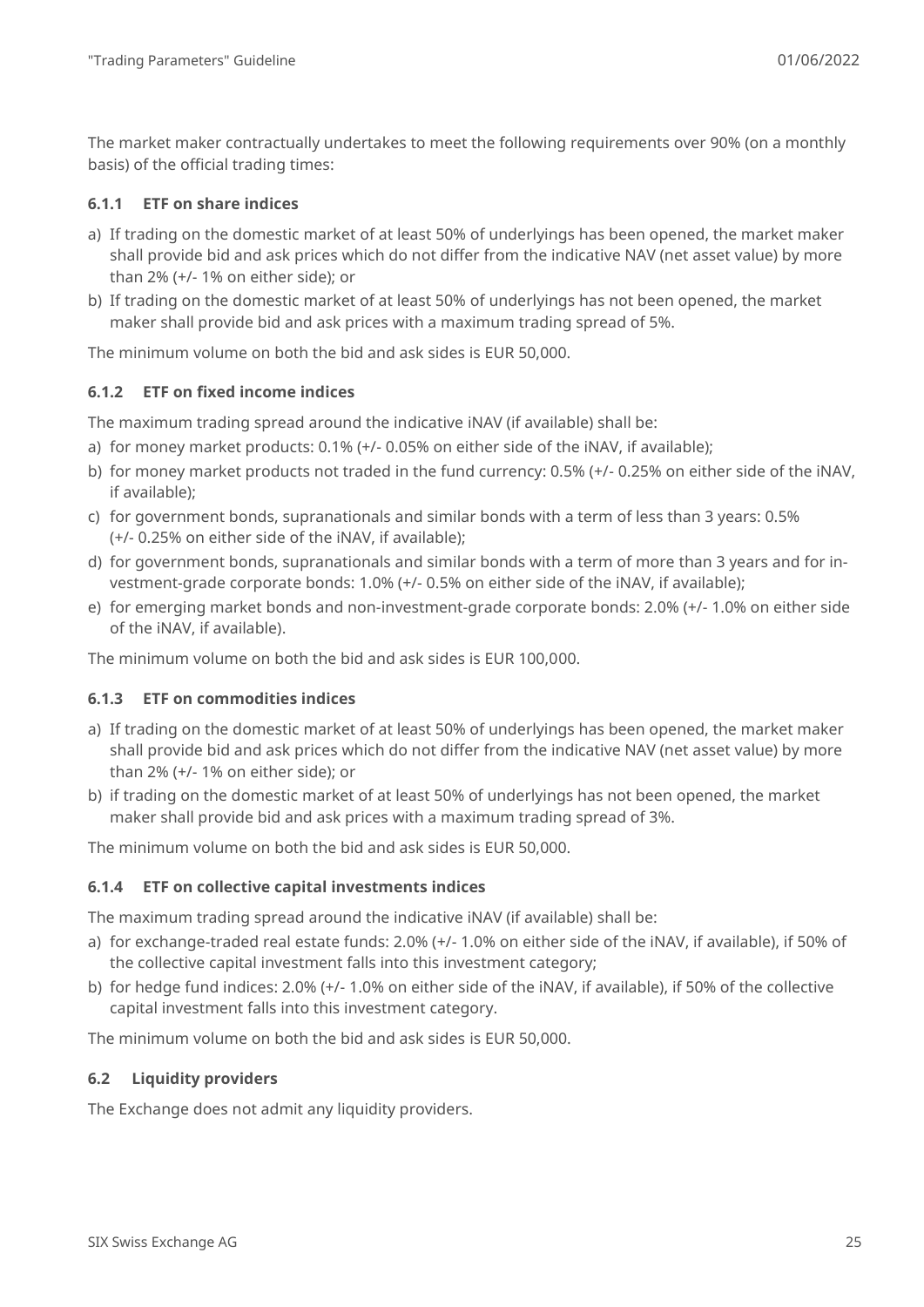The market maker contractually undertakes to meet the following requirements over 90% (on a monthly basis) of the official trading times:

#### 6.1.1 ETF on share indices

a) If trading on the domestic market of at least 50% of underlyings has been opened, the market maker shall provide bid and ask prices which do not differ from the indicative NAV (net asset value) by more than 2% (+/- 1% on either side); or
b) If trading on the domestic market of at least 50% of underlyings has not been opened, the market maker shall provide bid and ask prices with a maximum trading spread of 5%.

The minimum volume on both the bid and ask sides is EUR 50,000.

#### 6.1.2 ETF on fixed income indices

The maximum trading spread around the indicative iNAV (if available) shall be:

a) for money market products: 0.1% (+/- 0.05% on either side of the iNAV, if available);
b) for money market products not traded in the fund currency: 0.5% (+/- 0.25% on either side of the iNAV, if available);
c) for government bonds, supranationals and similar bonds with a term of less than 3 years: 0.5% (+/- 0.25% on either side of the iNAV, if available);
d) for government bonds, supranationals and similar bonds with a term of more than 3 years and for investment-grade corporate bonds: 1.0% (+/- 0.5% on either side of the iNAV, if available);
e) for emerging market bonds and non-investment-grade corporate bonds: 2.0% (+/- 1.0% on either side of the iNAV, if available).

The minimum volume on both the bid and ask sides is EUR 100,000.

#### 6.1.3 ETF on commodities indices

a) If trading on the domestic market of at least 50% of underlyings has been opened, the market maker shall provide bid and ask prices which do not differ from the indicative NAV (net asset value) by more than 2% (+/- 1% on either side); or
b) if trading on the domestic market of at least 50% of underlyings has not been opened, the market maker shall provide bid and ask prices with a maximum trading spread of 3%.

The minimum volume on both the bid and ask sides is EUR 50,000.

#### 6.1.4 ETF on collective capital investments indices

The maximum trading spread around the indicative iNAV (if available) shall be:

a) for exchange-traded real estate funds: 2.0% (+/- 1.0% on either side of the iNAV, if available), if 50% of the collective capital investment falls into this investment category;
b) for hedge fund indices: 2.0% (+/- 1.0% on either side of the iNAV, if available), if 50% of the collective capital investment falls into this investment category.

The minimum volume on both the bid and ask sides is EUR 50,000.

### 6.2 Liquidity providers

The Exchange does not admit any liquidity providers.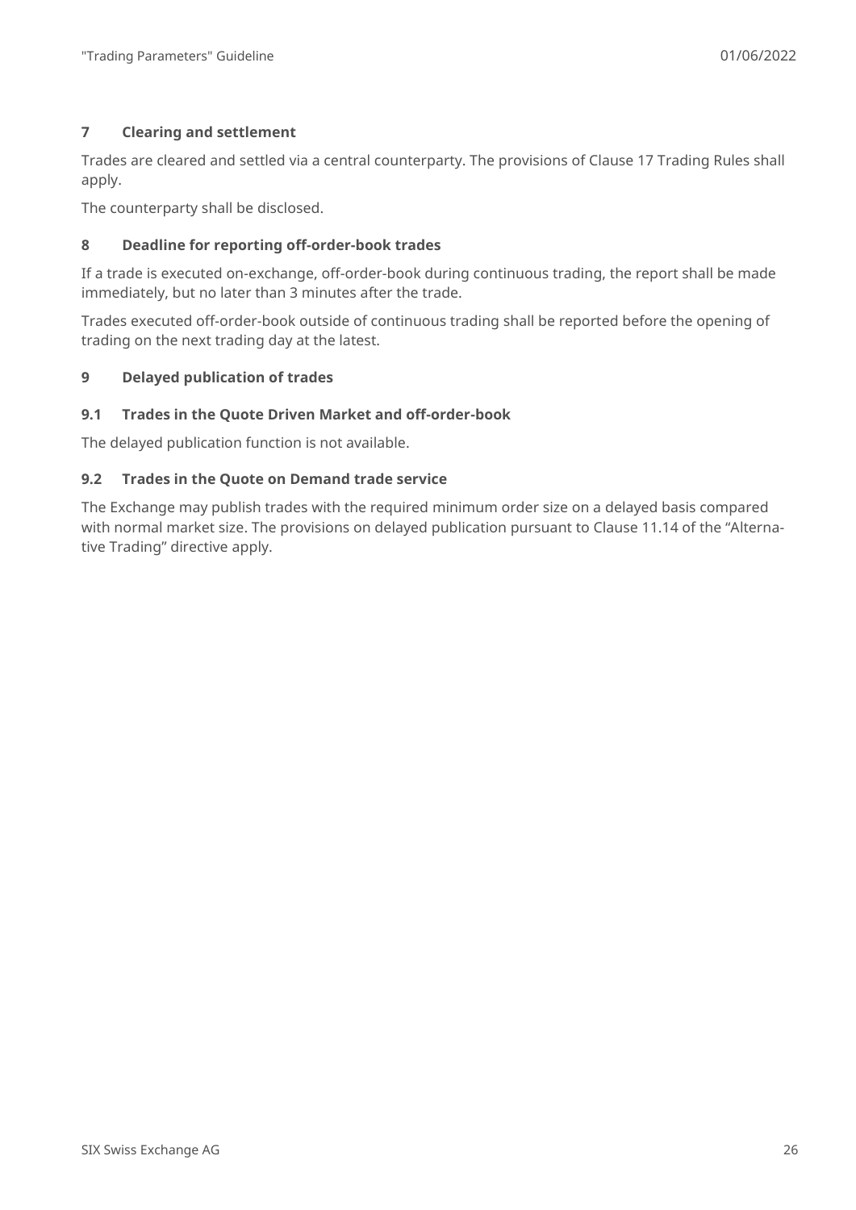## 7 Clearing and settlement

Trades are cleared and settled via a central counterparty. The provisions of Clause 17 Trading Rules shall apply.

The counterparty shall be disclosed.

## 8 Deadline for reporting off-order-book trades

If a trade is executed on-exchange, off-order-book during continuous trading, the report shall be made immediately, but no later than 3 minutes after the trade.

Trades executed off-order-book outside of continuous trading shall be reported before the opening of trading on the next trading day at the latest.

## 9 Delayed publication of trades

### 9.1 Trades in the Quote Driven Market and off-order-book

The delayed publication function is not available.

### 9.2 Trades in the Quote on Demand trade service

The Exchange may publish trades with the required minimum order size on a delayed basis compared with normal market size. The provisions on delayed publication pursuant to Clause 11.14 of the "Alternative Trading" directive apply.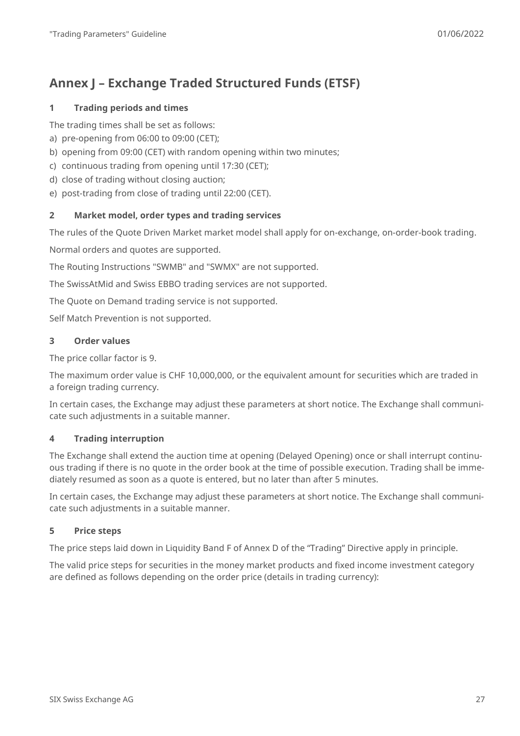# Annex J – Exchange Traded Structured Funds (ETSF)

## 1 Trading periods and times

The trading times shall be set as follows:

a) pre-opening from 06:00 to 09:00 (CET);
b) opening from 09:00 (CET) with random opening within two minutes;
c) continuous trading from opening until 17:30 (CET);
d) close of trading without closing auction;
e) post-trading from close of trading until 22:00 (CET).

## 2 Market model, order types and trading services

The rules of the Quote Driven Market market model shall apply for on-exchange, on-order-book trading.

Normal orders and quotes are supported.

The Routing Instructions "SWMB" and "SWMX" are not supported.

The SwissAtMid and Swiss EBBO trading services are not supported.

The Quote on Demand trading service is not supported.

Self Match Prevention is not supported.

## 3 Order values

The price collar factor is 9.

The maximum order value is CHF 10,000,000, or the equivalent amount for securities which are traded in a foreign trading currency.

In certain cases, the Exchange may adjust these parameters at short notice. The Exchange shall communicate such adjustments in a suitable manner.

## 4 Trading interruption

The Exchange shall extend the auction time at opening (Delayed Opening) once or shall interrupt continuous trading if there is no quote in the order book at the time of possible execution. Trading shall be immediately resumed as soon as a quote is entered, but no later than after 5 minutes.

In certain cases, the Exchange may adjust these parameters at short notice. The Exchange shall communicate such adjustments in a suitable manner.

## 5 Price steps

The price steps laid down in Liquidity Band F of Annex D of the “Trading” Directive apply in principle.

The valid price steps for securities in the money market products and fixed income investment category are defined as follows depending on the order price (details in trading currency):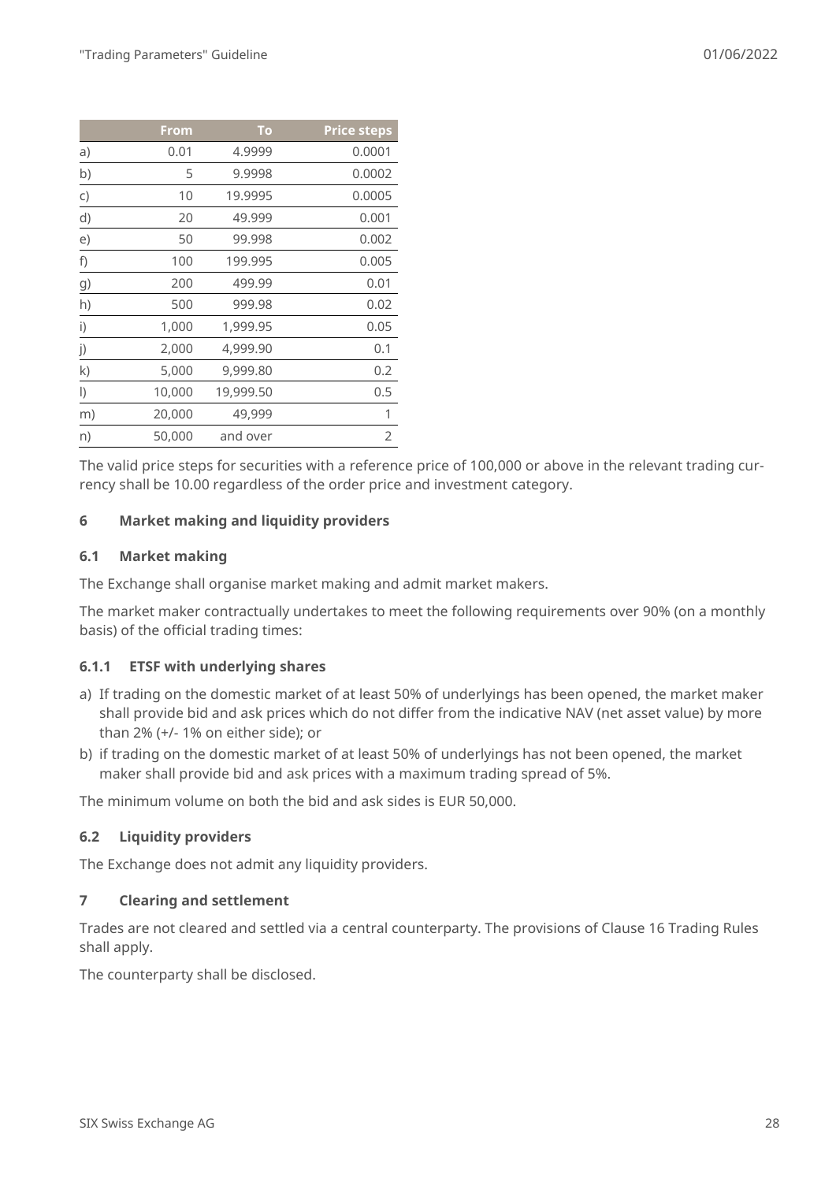|  | From | To | Price steps |
|---|---|---|---|
| a) | 0.01 | 4.9999 | 0.0001 |
| b) | 5 | 9.9998 | 0.0002 |
| c) | 10 | 19.9995 | 0.0005 |
| d) | 20 | 49.999 | 0.001 |
| e) | 50 | 99.998 | 0.002 |
| f) | 100 | 199.995 | 0.005 |
| g) | 200 | 499.99 | 0.01 |
| h) | 500 | 999.98 | 0.02 |
| i) | 1,000 | 1,999.95 | 0.05 |
| j) | 2,000 | 4,999.90 | 0.1 |
| k) | 5,000 | 9,999.80 | 0.2 |
| l) | 10,000 | 19,999.50 | 0.5 |
| m) | 20,000 | 49,999 | 1 |
| n) | 50,000 | and over | 2 |

The valid price steps for securities with a reference price of 100,000 or above in the relevant trading currency shall be 10.00 regardless of the order price and investment category.

## 6 Market making and liquidity providers

### 6.1 Market making

The Exchange shall organise market making and admit market makers.

The market maker contractually undertakes to meet the following requirements over 90% (on a monthly basis) of the official trading times:

#### 6.1.1 ETSF with underlying shares

a) If trading on the domestic market of at least 50% of underlyings has been opened, the market maker shall provide bid and ask prices which do not differ from the indicative NAV (net asset value) by more than 2% (+/- 1% on either side); or
b) if trading on the domestic market of at least 50% of underlyings has not been opened, the market maker shall provide bid and ask prices with a maximum trading spread of 5%.

The minimum volume on both the bid and ask sides is EUR 50,000.

### 6.2 Liquidity providers

The Exchange does not admit any liquidity providers.

## 7 Clearing and settlement

Trades are not cleared and settled via a central counterparty. The provisions of Clause 16 Trading Rules shall apply.

The counterparty shall be disclosed.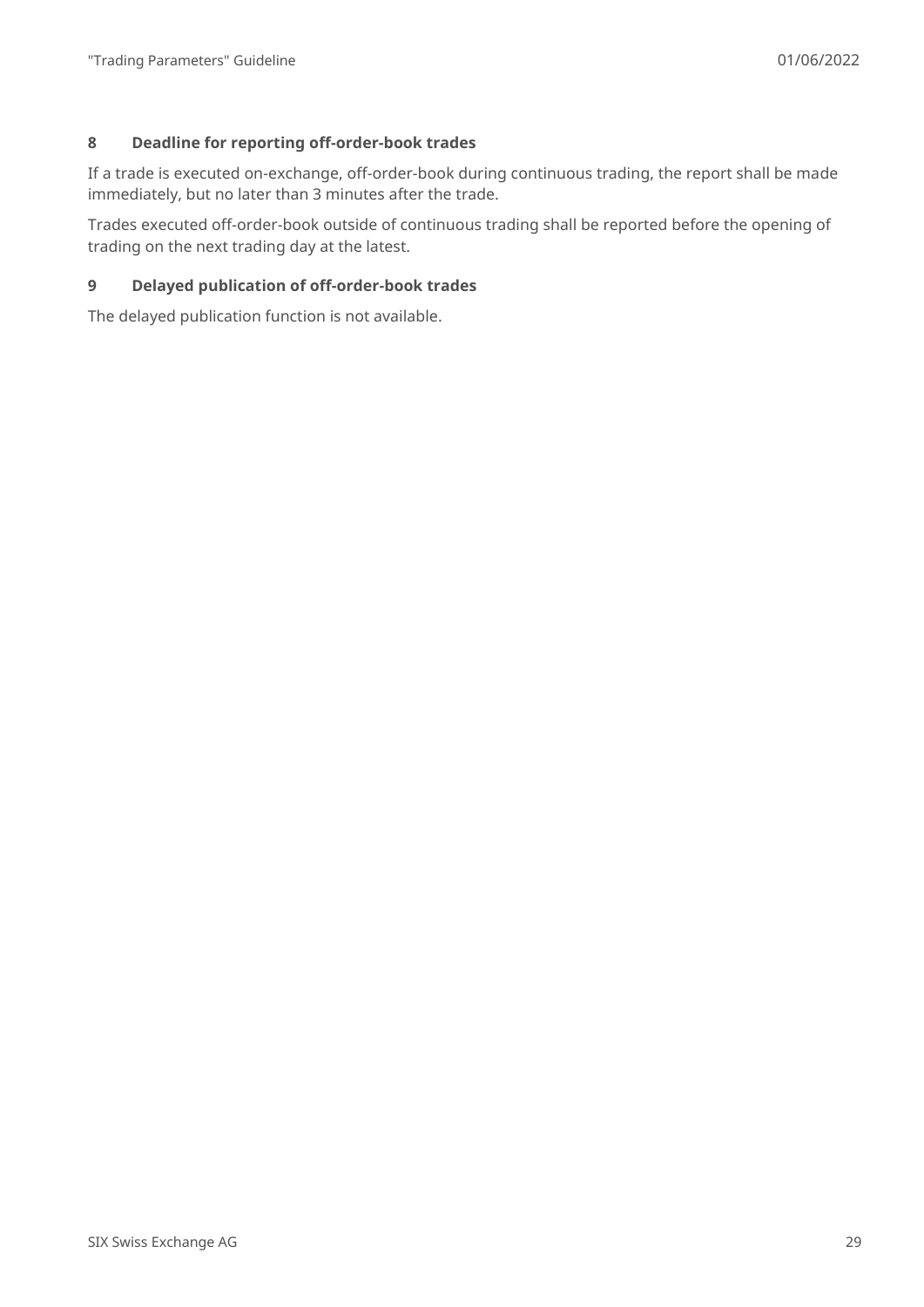## 8 Deadline for reporting off-order-book trades

If a trade is executed on-exchange, off-order-book during continuous trading, the report shall be made immediately, but no later than 3 minutes after the trade.

Trades executed off-order-book outside of continuous trading shall be reported before the opening of trading on the next trading day at the latest.

## 9 Delayed publication of off-order-book trades

The delayed publication function is not available.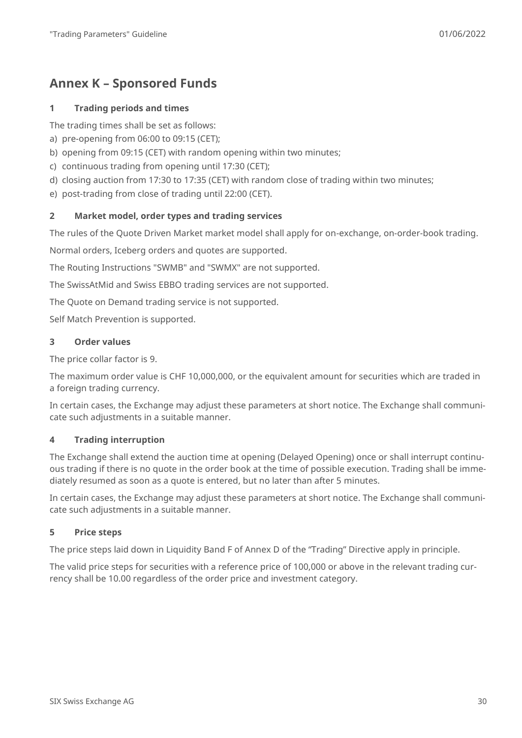## Annex K – Sponsored Funds

### 1 Trading periods and times

The trading times shall be set as follows:

a) pre-opening from 06:00 to 09:15 (CET);
b) opening from 09:15 (CET) with random opening within two minutes;
c) continuous trading from opening until 17:30 (CET);
d) closing auction from 17:30 to 17:35 (CET) with random close of trading within two minutes;
e) post-trading from close of trading until 22:00 (CET).

### 2 Market model, order types and trading services

The rules of the Quote Driven Market market model shall apply for on-exchange, on-order-book trading.

Normal orders, Iceberg orders and quotes are supported.

The Routing Instructions "SWMB" and "SWMX" are not supported.

The SwissAtMid and Swiss EBBO trading services are not supported.

The Quote on Demand trading service is not supported.

Self Match Prevention is supported.

### 3 Order values

The price collar factor is 9.

The maximum order value is CHF 10,000,000, or the equivalent amount for securities which are traded in a foreign trading currency.

In certain cases, the Exchange may adjust these parameters at short notice. The Exchange shall communicate such adjustments in a suitable manner.

### 4 Trading interruption

The Exchange shall extend the auction time at opening (Delayed Opening) once or shall interrupt continuous trading if there is no quote in the order book at the time of possible execution. Trading shall be immediately resumed as soon as a quote is entered, but no later than after 5 minutes.

In certain cases, the Exchange may adjust these parameters at short notice. The Exchange shall communicate such adjustments in a suitable manner.

### 5 Price steps

The price steps laid down in Liquidity Band F of Annex D of the "Trading" Directive apply in principle.

The valid price steps for securities with a reference price of 100,000 or above in the relevant trading currency shall be 10.00 regardless of the order price and investment category.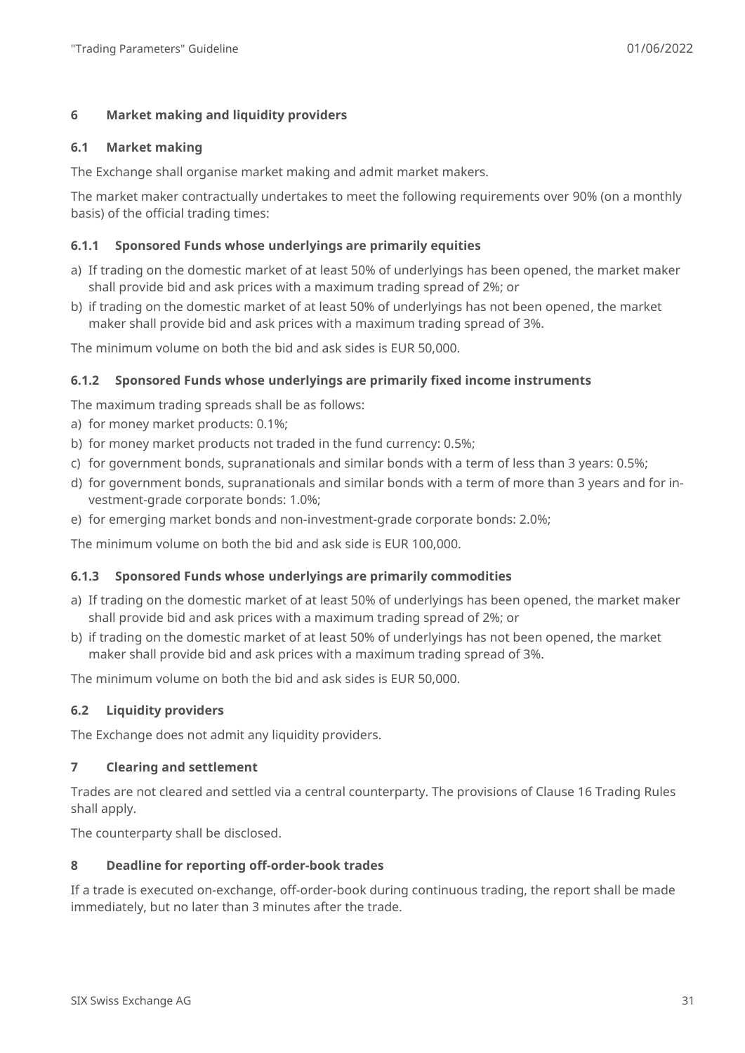## 6 Market making and liquidity providers

### 6.1 Market making

The Exchange shall organise market making and admit market makers.

The market maker contractually undertakes to meet the following requirements over 90% (on a monthly basis) of the official trading times:

#### 6.1.1 Sponsored Funds whose underlyings are primarily equities

a) If trading on the domestic market of at least 50% of underlyings has been opened, the market maker shall provide bid and ask prices with a maximum trading spread of 2%; or
b) if trading on the domestic market of at least 50% of underlyings has not been opened, the market maker shall provide bid and ask prices with a maximum trading spread of 3%.

The minimum volume on both the bid and ask sides is EUR 50,000.

#### 6.1.2 Sponsored Funds whose underlyings are primarily fixed income instruments

The maximum trading spreads shall be as follows:

a) for money market products: 0.1%;
b) for money market products not traded in the fund currency: 0.5%;
c) for government bonds, supranationals and similar bonds with a term of less than 3 years: 0.5%;
d) for government bonds, supranationals and similar bonds with a term of more than 3 years and for investment-grade corporate bonds: 1.0%;
e) for emerging market bonds and non-investment-grade corporate bonds: 2.0%;

The minimum volume on both the bid and ask side is EUR 100,000.

#### 6.1.3 Sponsored Funds whose underlyings are primarily commodities

a) If trading on the domestic market of at least 50% of underlyings has been opened, the market maker shall provide bid and ask prices with a maximum trading spread of 2%; or
b) if trading on the domestic market of at least 50% of underlyings has not been opened, the market maker shall provide bid and ask prices with a maximum trading spread of 3%.

The minimum volume on both the bid and ask sides is EUR 50,000.

### 6.2 Liquidity providers

The Exchange does not admit any liquidity providers.

## 7 Clearing and settlement

Trades are not cleared and settled via a central counterparty. The provisions of Clause 16 Trading Rules shall apply.

The counterparty shall be disclosed.

## 8 Deadline for reporting off-order-book trades

If a trade is executed on-exchange, off-order-book during continuous trading, the report shall be made immediately, but no later than 3 minutes after the trade.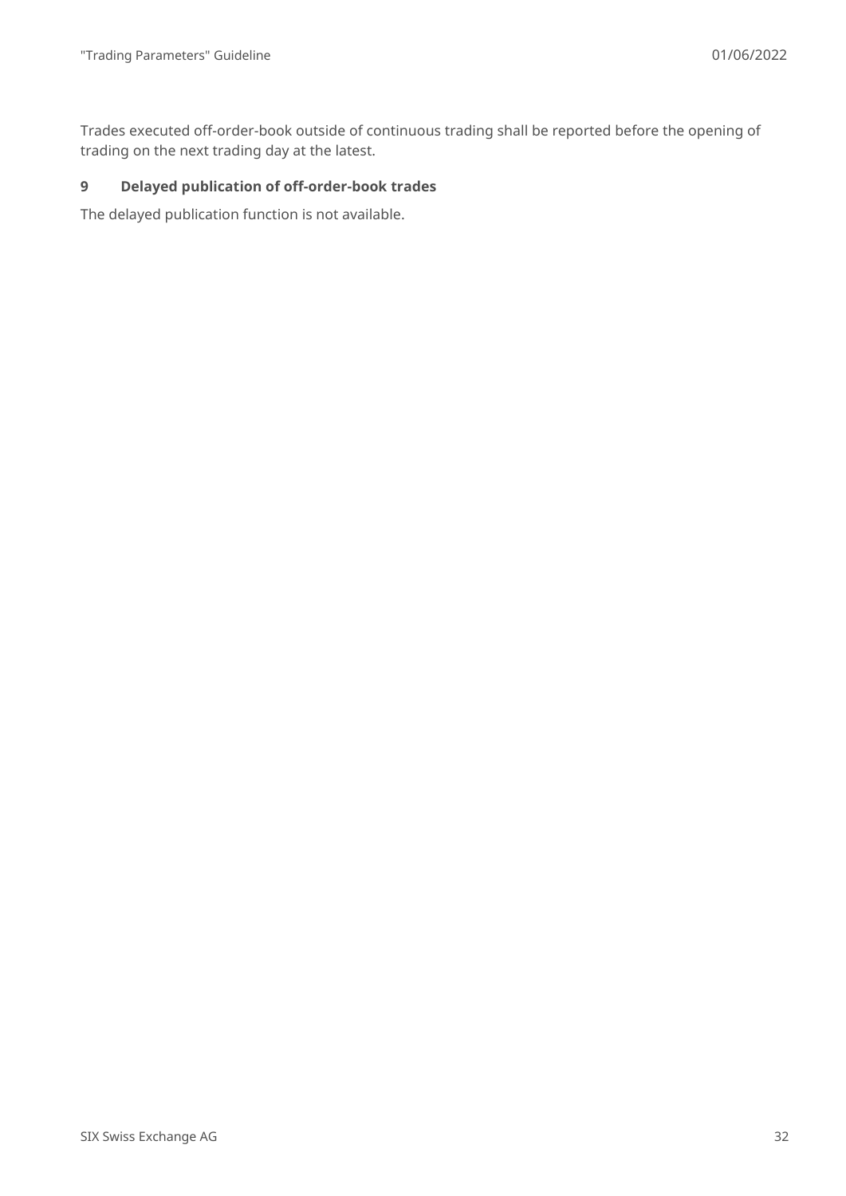Trades executed off-order-book outside of continuous trading shall be reported before the opening of trading on the next trading day at the latest.

## 9 Delayed publication of off-order-book trades

The delayed publication function is not available.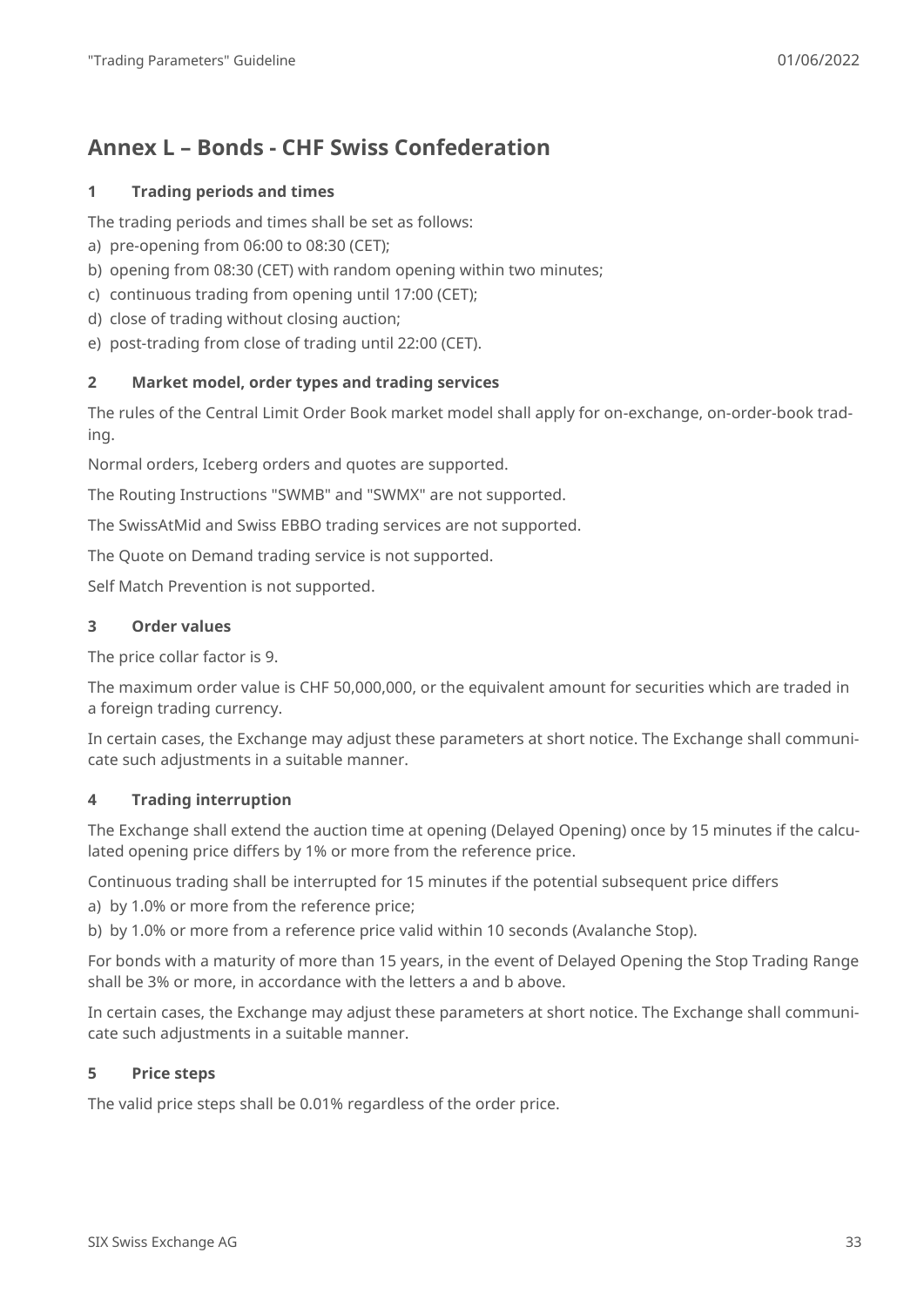# Annex L – Bonds - CHF Swiss Confederation

## 1 Trading periods and times

The trading periods and times shall be set as follows:

a) pre-opening from 06:00 to 08:30 (CET);
b) opening from 08:30 (CET) with random opening within two minutes;
c) continuous trading from opening until 17:00 (CET);
d) close of trading without closing auction;
e) post-trading from close of trading until 22:00 (CET).

## 2 Market model, order types and trading services

The rules of the Central Limit Order Book market model shall apply for on-exchange, on-order-book trading.

Normal orders, Iceberg orders and quotes are supported.

The Routing Instructions "SWMB" and "SWMX" are not supported.

The SwissAtMid and Swiss EBBO trading services are not supported.

The Quote on Demand trading service is not supported.

Self Match Prevention is not supported.

## 3 Order values

The price collar factor is 9.

The maximum order value is CHF 50,000,000, or the equivalent amount for securities which are traded in a foreign trading currency.

In certain cases, the Exchange may adjust these parameters at short notice. The Exchange shall communicate such adjustments in a suitable manner.

## 4 Trading interruption

The Exchange shall extend the auction time at opening (Delayed Opening) once by 15 minutes if the calculated opening price differs by 1% or more from the reference price.

Continuous trading shall be interrupted for 15 minutes if the potential subsequent price differs

a) by 1.0% or more from the reference price;
b) by 1.0% or more from a reference price valid within 10 seconds (Avalanche Stop).

For bonds with a maturity of more than 15 years, in the event of Delayed Opening the Stop Trading Range shall be 3% or more, in accordance with the letters a and b above.

In certain cases, the Exchange may adjust these parameters at short notice. The Exchange shall communicate such adjustments in a suitable manner.

## 5 Price steps

The valid price steps shall be 0.01% regardless of the order price.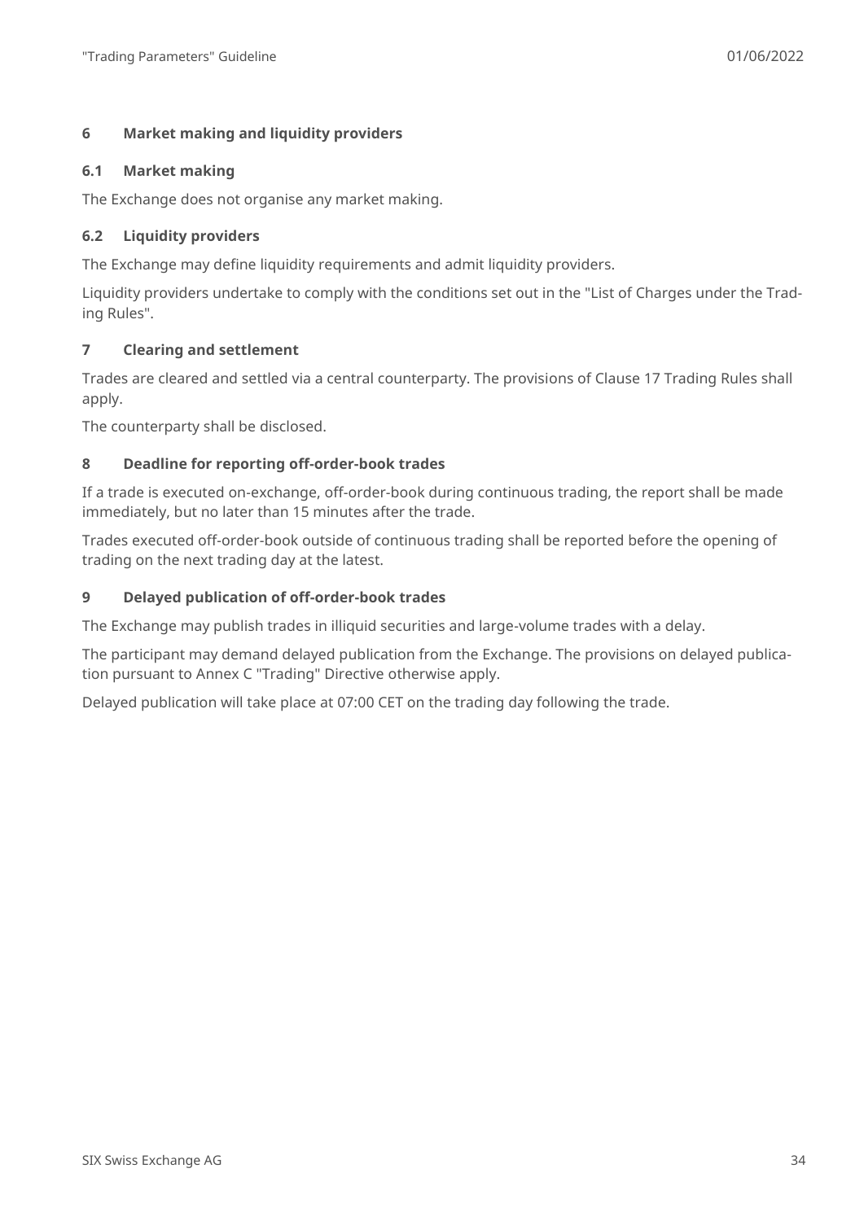## 6 Market making and liquidity providers

### 6.1 Market making

The Exchange does not organise any market making.

### 6.2 Liquidity providers

The Exchange may define liquidity requirements and admit liquidity providers.

Liquidity providers undertake to comply with the conditions set out in the "List of Charges under the Trading Rules".

## 7 Clearing and settlement

Trades are cleared and settled via a central counterparty. The provisions of Clause 17 Trading Rules shall apply.

The counterparty shall be disclosed.

## 8 Deadline for reporting off-order-book trades

If a trade is executed on-exchange, off-order-book during continuous trading, the report shall be made immediately, but no later than 15 minutes after the trade.

Trades executed off-order-book outside of continuous trading shall be reported before the opening of trading on the next trading day at the latest.

## 9 Delayed publication of off-order-book trades

The Exchange may publish trades in illiquid securities and large-volume trades with a delay.

The participant may demand delayed publication from the Exchange. The provisions on delayed publication pursuant to Annex C "Trading" Directive otherwise apply.

Delayed publication will take place at 07:00 CET on the trading day following the trade.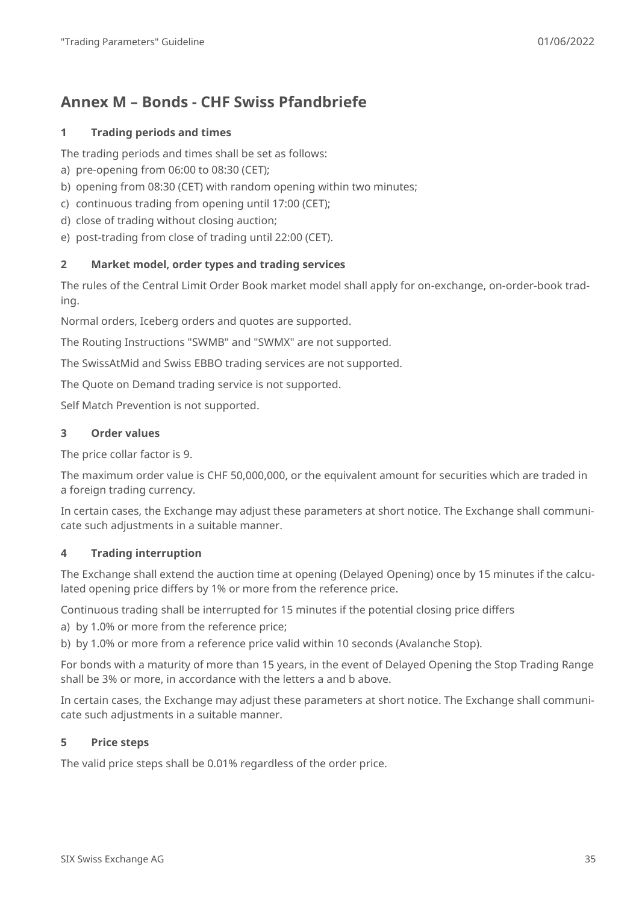# Annex M – Bonds - CHF Swiss Pfandbriefe

## 1 Trading periods and times

The trading periods and times shall be set as follows:

a) pre-opening from 06:00 to 08:30 (CET);
b) opening from 08:30 (CET) with random opening within two minutes;
c) continuous trading from opening until 17:00 (CET);
d) close of trading without closing auction;
e) post-trading from close of trading until 22:00 (CET).

## 2 Market model, order types and trading services

The rules of the Central Limit Order Book market model shall apply for on-exchange, on-order-book trading.

Normal orders, Iceberg orders and quotes are supported.

The Routing Instructions "SWMB" and "SWMX" are not supported.

The SwissAtMid and Swiss EBBO trading services are not supported.

The Quote on Demand trading service is not supported.

Self Match Prevention is not supported.

## 3 Order values

The price collar factor is 9.

The maximum order value is CHF 50,000,000, or the equivalent amount for securities which are traded in a foreign trading currency.

In certain cases, the Exchange may adjust these parameters at short notice. The Exchange shall communicate such adjustments in a suitable manner.

## 4 Trading interruption

The Exchange shall extend the auction time at opening (Delayed Opening) once by 15 minutes if the calculated opening price differs by 1% or more from the reference price.

Continuous trading shall be interrupted for 15 minutes if the potential closing price differs

a) by 1.0% or more from the reference price;
b) by 1.0% or more from a reference price valid within 10 seconds (Avalanche Stop).

For bonds with a maturity of more than 15 years, in the event of Delayed Opening the Stop Trading Range shall be 3% or more, in accordance with the letters a and b above.

In certain cases, the Exchange may adjust these parameters at short notice. The Exchange shall communicate such adjustments in a suitable manner.

## 5 Price steps

The valid price steps shall be 0.01% regardless of the order price.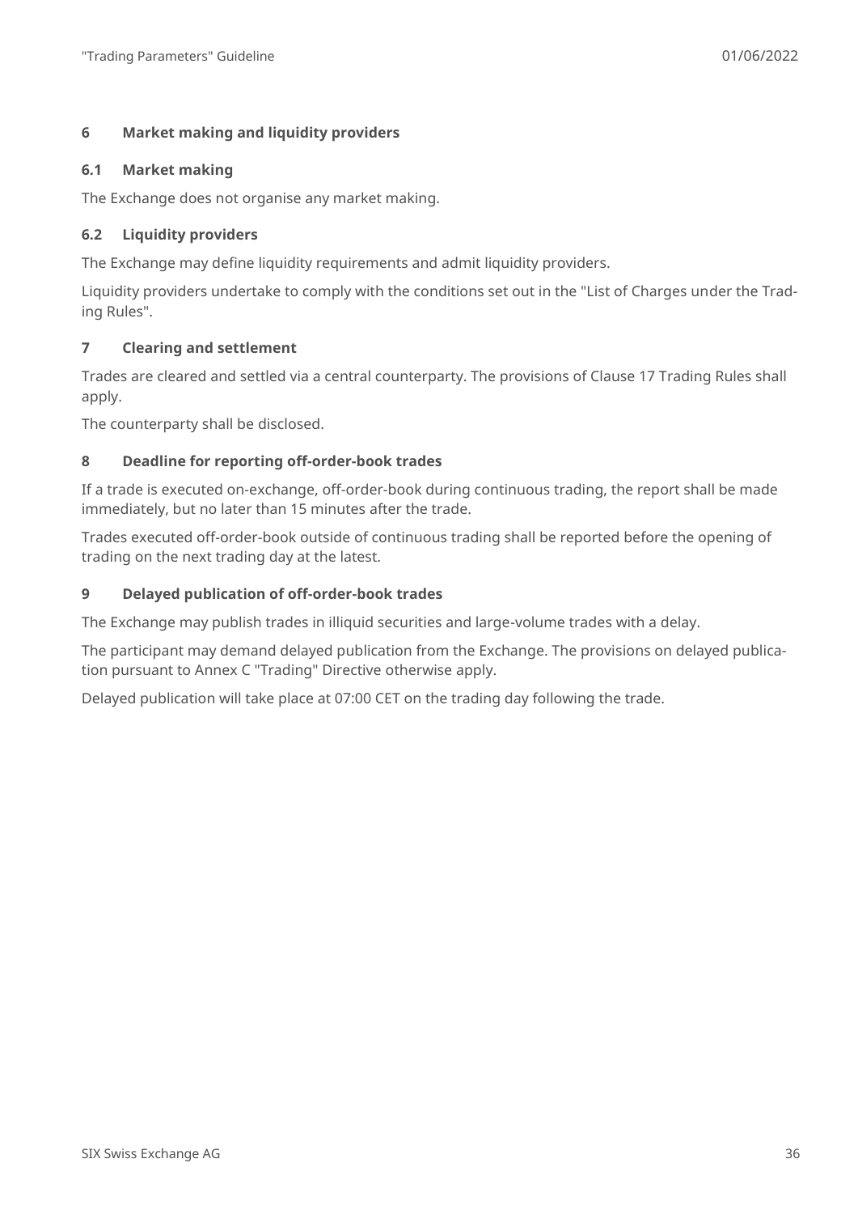## 6 Market making and liquidity providers

### 6.1 Market making

The Exchange does not organise any market making.

### 6.2 Liquidity providers

The Exchange may define liquidity requirements and admit liquidity providers.

Liquidity providers undertake to comply with the conditions set out in the "List of Charges under the Trading Rules".

## 7 Clearing and settlement

Trades are cleared and settled via a central counterparty. The provisions of Clause 17 Trading Rules shall apply.

The counterparty shall be disclosed.

## 8 Deadline for reporting off-order-book trades

If a trade is executed on-exchange, off-order-book during continuous trading, the report shall be made immediately, but no later than 15 minutes after the trade.

Trades executed off-order-book outside of continuous trading shall be reported before the opening of trading on the next trading day at the latest.

## 9 Delayed publication of off-order-book trades

The Exchange may publish trades in illiquid securities and large-volume trades with a delay.

The participant may demand delayed publication from the Exchange. The provisions on delayed publication pursuant to Annex C "Trading" Directive otherwise apply.

Delayed publication will take place at 07:00 CET on the trading day following the trade.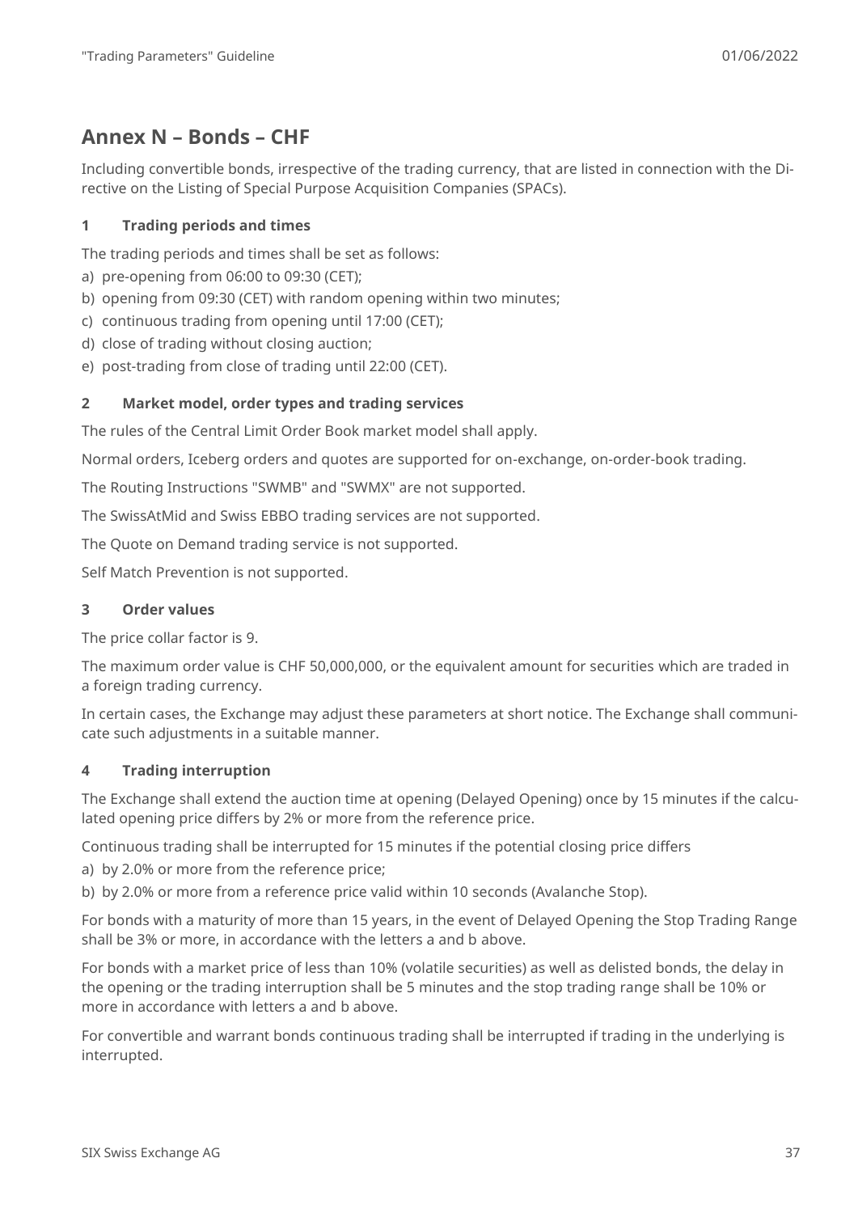# Annex N – Bonds – CHF

Including convertible bonds, irrespective of the trading currency, that are listed in connection with the Directive on the Listing of Special Purpose Acquisition Companies (SPACs).

## 1 Trading periods and times

The trading periods and times shall be set as follows:

a) pre-opening from 06:00 to 09:30 (CET);
b) opening from 09:30 (CET) with random opening within two minutes;
c) continuous trading from opening until 17:00 (CET);
d) close of trading without closing auction;
e) post-trading from close of trading until 22:00 (CET).

## 2 Market model, order types and trading services

The rules of the Central Limit Order Book market model shall apply.

Normal orders, Iceberg orders and quotes are supported for on-exchange, on-order-book trading.

The Routing Instructions "SWMB" and "SWMX" are not supported.

The SwissAtMid and Swiss EBBO trading services are not supported.

The Quote on Demand trading service is not supported.

Self Match Prevention is not supported.

## 3 Order values

The price collar factor is 9.

The maximum order value is CHF 50,000,000, or the equivalent amount for securities which are traded in a foreign trading currency.

In certain cases, the Exchange may adjust these parameters at short notice. The Exchange shall communicate such adjustments in a suitable manner.

## 4 Trading interruption

The Exchange shall extend the auction time at opening (Delayed Opening) once by 15 minutes if the calculated opening price differs by 2% or more from the reference price.

Continuous trading shall be interrupted for 15 minutes if the potential closing price differs

a) by 2.0% or more from the reference price;
b) by 2.0% or more from a reference price valid within 10 seconds (Avalanche Stop).

For bonds with a maturity of more than 15 years, in the event of Delayed Opening the Stop Trading Range shall be 3% or more, in accordance with the letters a and b above.

For bonds with a market price of less than 10% (volatile securities) as well as delisted bonds, the delay in the opening or the trading interruption shall be 5 minutes and the stop trading range shall be 10% or more in accordance with letters a and b above.

For convertible and warrant bonds continuous trading shall be interrupted if trading in the underlying is interrupted.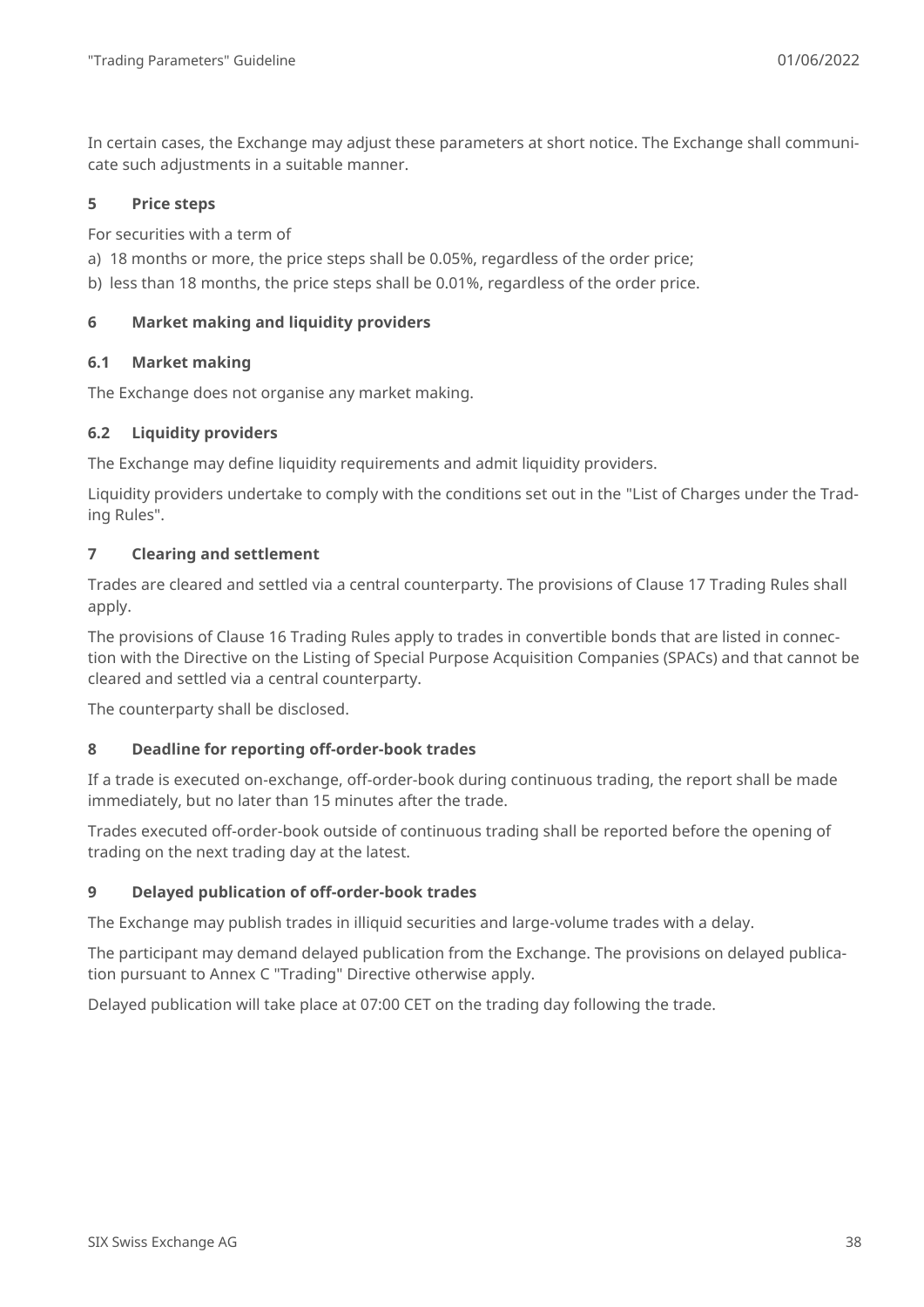In certain cases, the Exchange may adjust these parameters at short notice. The Exchange shall communicate such adjustments in a suitable manner.

## 5 Price steps

For securities with a term of

a) 18 months or more, the price steps shall be 0.05%, regardless of the order price;

b) less than 18 months, the price steps shall be 0.01%, regardless of the order price.

## 6 Market making and liquidity providers

### 6.1 Market making

The Exchange does not organise any market making.

### 6.2 Liquidity providers

The Exchange may define liquidity requirements and admit liquidity providers.

Liquidity providers undertake to comply with the conditions set out in the "List of Charges under the Trading Rules".

## 7 Clearing and settlement

Trades are cleared and settled via a central counterparty. The provisions of Clause 17 Trading Rules shall apply.

The provisions of Clause 16 Trading Rules apply to trades in convertible bonds that are listed in connection with the Directive on the Listing of Special Purpose Acquisition Companies (SPACs) and that cannot be cleared and settled via a central counterparty.

The counterparty shall be disclosed.

## 8 Deadline for reporting off-order-book trades

If a trade is executed on-exchange, off-order-book during continuous trading, the report shall be made immediately, but no later than 15 minutes after the trade.

Trades executed off-order-book outside of continuous trading shall be reported before the opening of trading on the next trading day at the latest.

## 9 Delayed publication of off-order-book trades

The Exchange may publish trades in illiquid securities and large-volume trades with a delay.

The participant may demand delayed publication from the Exchange. The provisions on delayed publication pursuant to Annex C "Trading" Directive otherwise apply.

Delayed publication will take place at 07:00 CET on the trading day following the trade.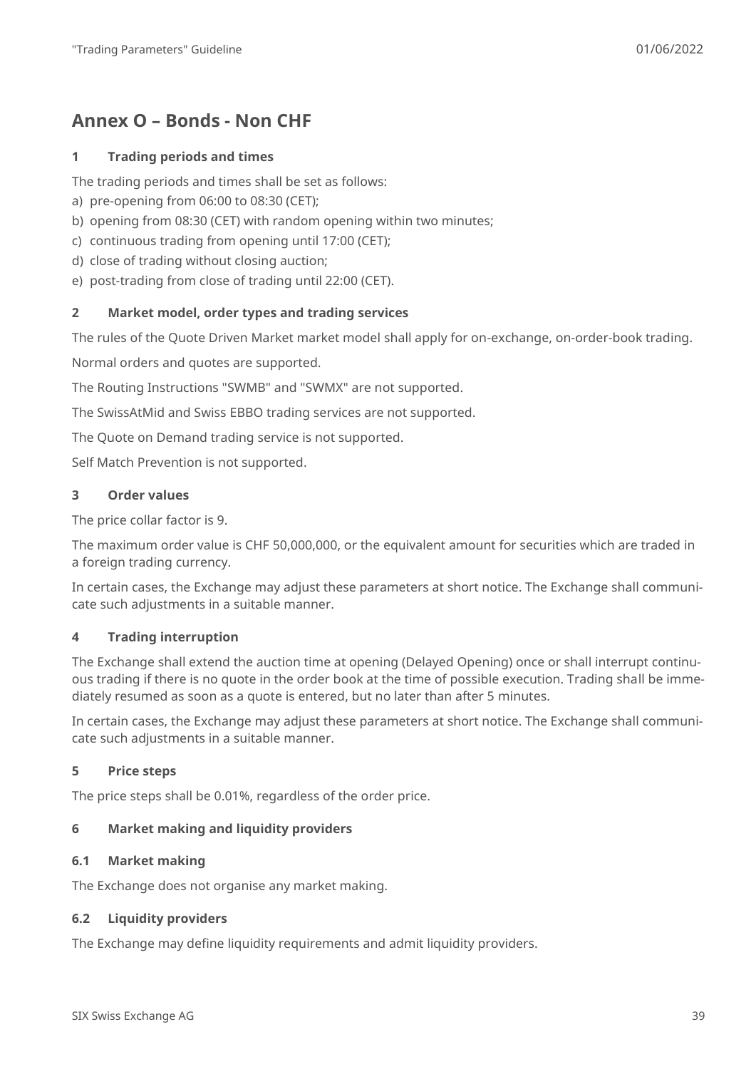# Annex O – Bonds - Non CHF

### 1 Trading periods and times

The trading periods and times shall be set as follows:

a) pre-opening from 06:00 to 08:30 (CET);

b) opening from 08:30 (CET) with random opening within two minutes;

c) continuous trading from opening until 17:00 (CET);

d) close of trading without closing auction;

e) post-trading from close of trading until 22:00 (CET).

### 2 Market model, order types and trading services

The rules of the Quote Driven Market market model shall apply for on-exchange, on-order-book trading.

Normal orders and quotes are supported.

The Routing Instructions "SWMB" and "SWMX" are not supported.

The SwissAtMid and Swiss EBBO trading services are not supported.

The Quote on Demand trading service is not supported.

Self Match Prevention is not supported.

### 3 Order values

The price collar factor is 9.

The maximum order value is CHF 50,000,000, or the equivalent amount for securities which are traded in a foreign trading currency.

In certain cases, the Exchange may adjust these parameters at short notice. The Exchange shall communicate such adjustments in a suitable manner.

### 4 Trading interruption

The Exchange shall extend the auction time at opening (Delayed Opening) once or shall interrupt continuous trading if there is no quote in the order book at the time of possible execution. Trading shall be immediately resumed as soon as a quote is entered, but no later than after 5 minutes.

In certain cases, the Exchange may adjust these parameters at short notice. The Exchange shall communicate such adjustments in a suitable manner.

### 5 Price steps

The price steps shall be 0.01%, regardless of the order price.

### 6 Market making and liquidity providers

#### 6.1 Market making

The Exchange does not organise any market making.

#### 6.2 Liquidity providers

The Exchange may define liquidity requirements and admit liquidity providers.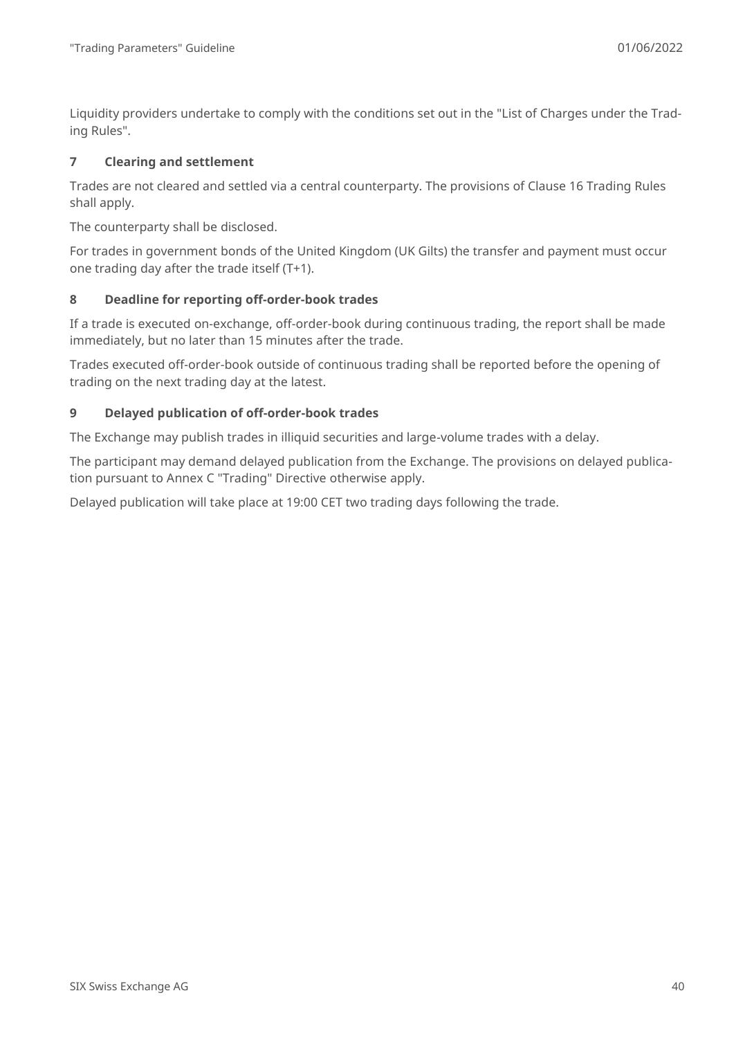Liquidity providers undertake to comply with the conditions set out in the "List of Charges under the Trading Rules".

## 7 Clearing and settlement

Trades are not cleared and settled via a central counterparty. The provisions of Clause 16 Trading Rules shall apply.

The counterparty shall be disclosed.

For trades in government bonds of the United Kingdom (UK Gilts) the transfer and payment must occur one trading day after the trade itself (T+1).

## 8 Deadline for reporting off-order-book trades

If a trade is executed on-exchange, off-order-book during continuous trading, the report shall be made immediately, but no later than 15 minutes after the trade.

Trades executed off-order-book outside of continuous trading shall be reported before the opening of trading on the next trading day at the latest.

## 9 Delayed publication of off-order-book trades

The Exchange may publish trades in illiquid securities and large-volume trades with a delay.

The participant may demand delayed publication from the Exchange. The provisions on delayed publication pursuant to Annex C "Trading" Directive otherwise apply.

Delayed publication will take place at 19:00 CET two trading days following the trade.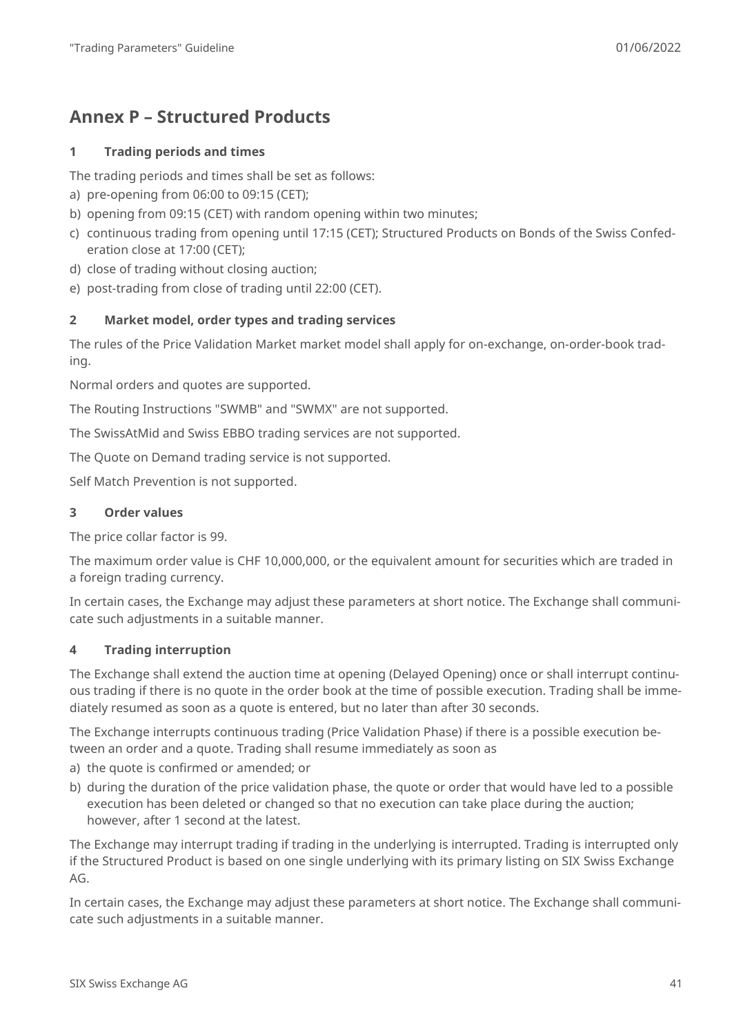# Annex P – Structured Products

### 1 Trading periods and times

The trading periods and times shall be set as follows:

a) pre-opening from 06:00 to 09:15 (CET);
b) opening from 09:15 (CET) with random opening within two minutes;
c) continuous trading from opening until 17:15 (CET); Structured Products on Bonds of the Swiss Confederation close at 17:00 (CET);
d) close of trading without closing auction;
e) post-trading from close of trading until 22:00 (CET).

### 2 Market model, order types and trading services

The rules of the Price Validation Market market model shall apply for on-exchange, on-order-book trading.

Normal orders and quotes are supported.

The Routing Instructions "SWMB" and "SWMX" are not supported.

The SwissAtMid and Swiss EBBO trading services are not supported.

The Quote on Demand trading service is not supported.

Self Match Prevention is not supported.

### 3 Order values

The price collar factor is 99.

The maximum order value is CHF 10,000,000, or the equivalent amount for securities which are traded in a foreign trading currency.

In certain cases, the Exchange may adjust these parameters at short notice. The Exchange shall communicate such adjustments in a suitable manner.

### 4 Trading interruption

The Exchange shall extend the auction time at opening (Delayed Opening) once or shall interrupt continuous trading if there is no quote in the order book at the time of possible execution. Trading shall be immediately resumed as soon as a quote is entered, but no later than after 30 seconds.

The Exchange interrupts continuous trading (Price Validation Phase) if there is a possible execution between an order and a quote. Trading shall resume immediately as soon as

a) the quote is confirmed or amended; or
b) during the duration of the price validation phase, the quote or order that would have led to a possible execution has been deleted or changed so that no execution can take place during the auction; however, after 1 second at the latest.

The Exchange may interrupt trading if trading in the underlying is interrupted. Trading is interrupted only if the Structured Product is based on one single underlying with its primary listing on SIX Swiss Exchange AG.

In certain cases, the Exchange may adjust these parameters at short notice. The Exchange shall communicate such adjustments in a suitable manner.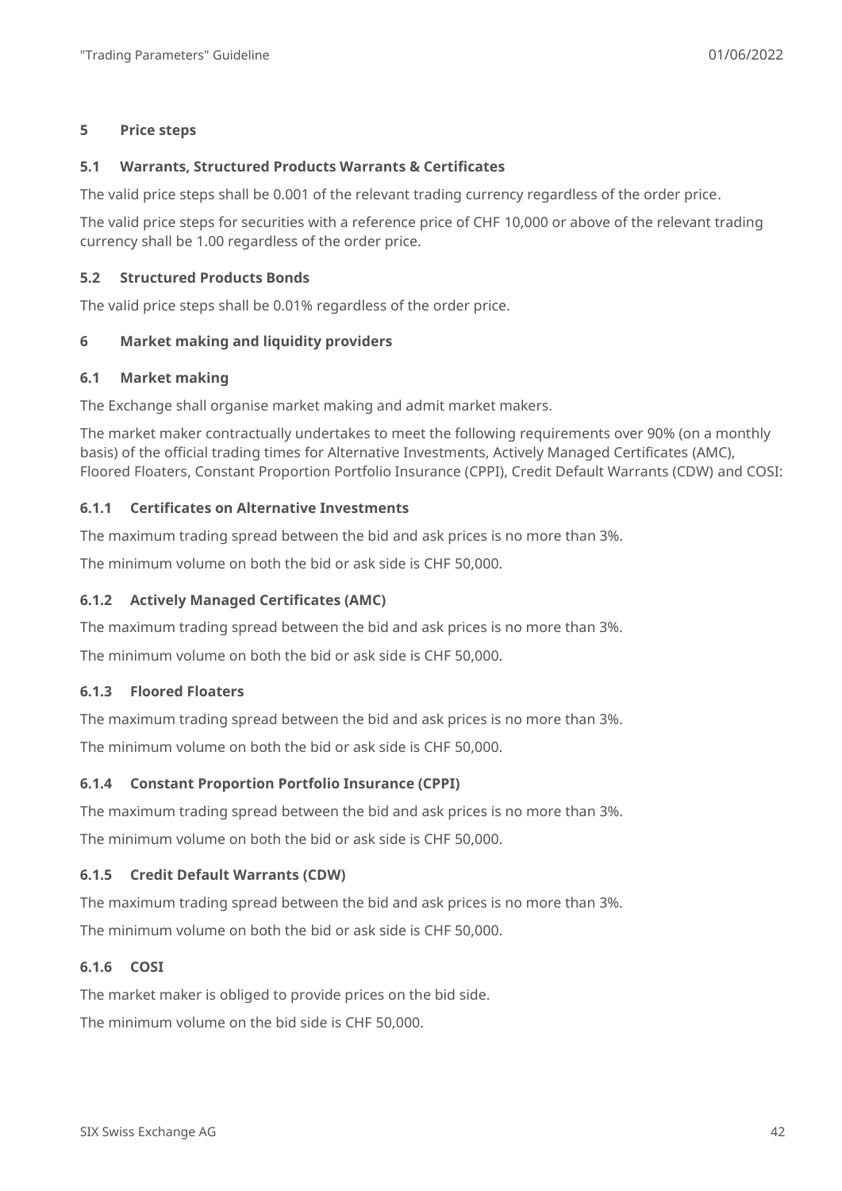## 5 Price steps

### 5.1 Warrants, Structured Products Warrants & Certificates

The valid price steps shall be 0.001 of the relevant trading currency regardless of the order price.

The valid price steps for securities with a reference price of CHF 10,000 or above of the relevant trading currency shall be 1.00 regardless of the order price.

### 5.2 Structured Products Bonds

The valid price steps shall be 0.01% regardless of the order price.

## 6 Market making and liquidity providers

### 6.1 Market making

The Exchange shall organise market making and admit market makers.

The market maker contractually undertakes to meet the following requirements over 90% (on a monthly basis) of the official trading times for Alternative Investments, Actively Managed Certificates (AMC), Floored Floaters, Constant Proportion Portfolio Insurance (CPPI), Credit Default Warrants (CDW) and COSI:

#### 6.1.1 Certificates on Alternative Investments

The maximum trading spread between the bid and ask prices is no more than 3%.

The minimum volume on both the bid or ask side is CHF 50,000.

#### 6.1.2 Actively Managed Certificates (AMC)

The maximum trading spread between the bid and ask prices is no more than 3%.

The minimum volume on both the bid or ask side is CHF 50,000.

#### 6.1.3 Floored Floaters

The maximum trading spread between the bid and ask prices is no more than 3%.

The minimum volume on both the bid or ask side is CHF 50,000.

#### 6.1.4 Constant Proportion Portfolio Insurance (CPPI)

The maximum trading spread between the bid and ask prices is no more than 3%.

The minimum volume on both the bid or ask side is CHF 50,000.

#### 6.1.5 Credit Default Warrants (CDW)

The maximum trading spread between the bid and ask prices is no more than 3%.

The minimum volume on both the bid or ask side is CHF 50,000.

#### 6.1.6 COSI

The market maker is obliged to provide prices on the bid side.

The minimum volume on the bid side is CHF 50,000.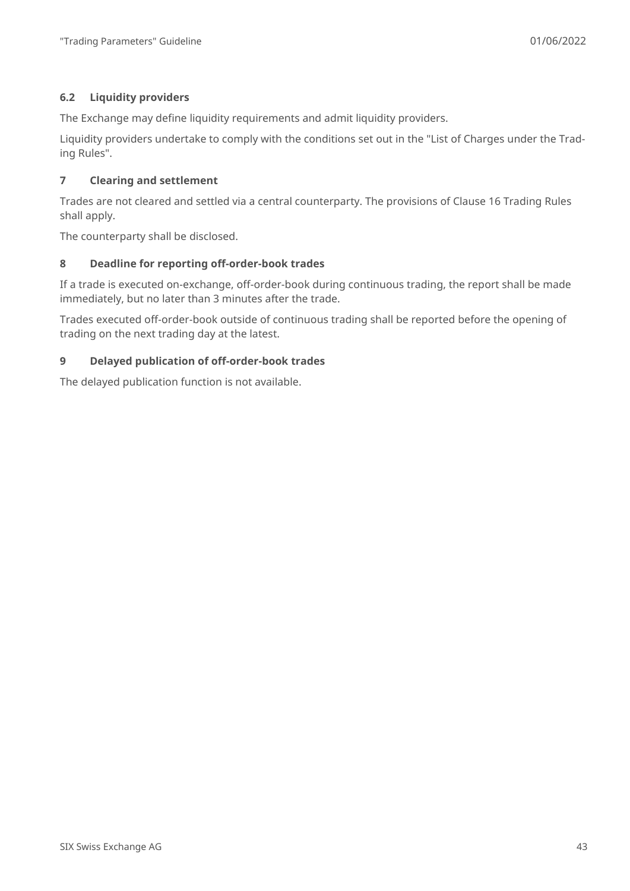### 6.2 Liquidity providers

The Exchange may define liquidity requirements and admit liquidity providers.

Liquidity providers undertake to comply with the conditions set out in the "List of Charges under the Trading Rules".

## 7 Clearing and settlement

Trades are not cleared and settled via a central counterparty. The provisions of Clause 16 Trading Rules shall apply.

The counterparty shall be disclosed.

## 8 Deadline for reporting off-order-book trades

If a trade is executed on-exchange, off-order-book during continuous trading, the report shall be made immediately, but no later than 3 minutes after the trade.

Trades executed off-order-book outside of continuous trading shall be reported before the opening of trading on the next trading day at the latest.

## 9 Delayed publication of off-order-book trades

The delayed publication function is not available.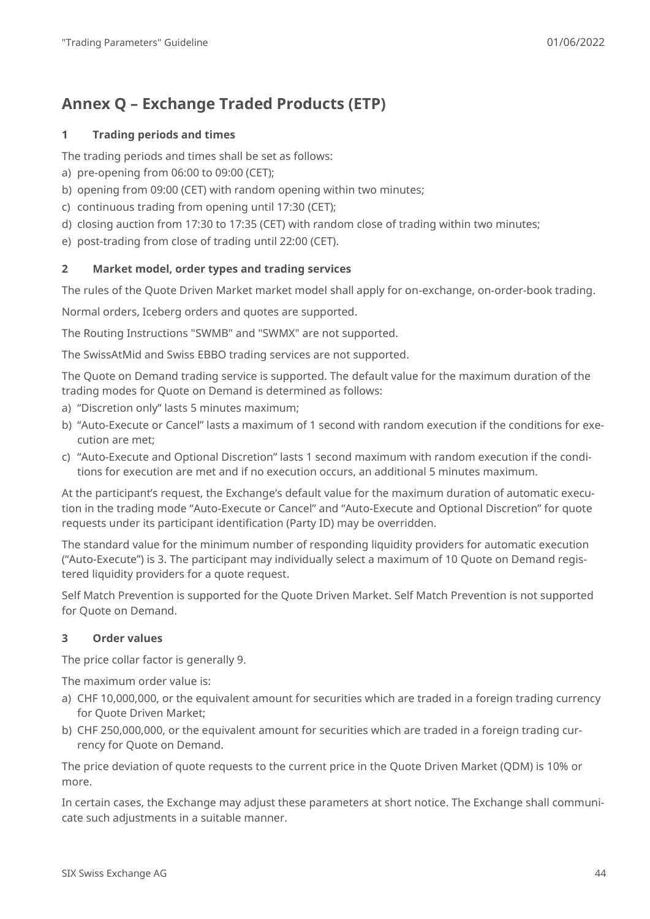# Annex Q – Exchange Traded Products (ETP)

## 1 Trading periods and times

The trading periods and times shall be set as follows:

a) pre-opening from 06:00 to 09:00 (CET);
b) opening from 09:00 (CET) with random opening within two minutes;
c) continuous trading from opening until 17:30 (CET);
d) closing auction from 17:30 to 17:35 (CET) with random close of trading within two minutes;
e) post-trading from close of trading until 22:00 (CET).

## 2 Market model, order types and trading services

The rules of the Quote Driven Market market model shall apply for on-exchange, on-order-book trading.

Normal orders, Iceberg orders and quotes are supported.

The Routing Instructions "SWMB" and "SWMX" are not supported.

The SwissAtMid and Swiss EBBO trading services are not supported.

The Quote on Demand trading service is supported. The default value for the maximum duration of the trading modes for Quote on Demand is determined as follows:

a) "Discretion only" lasts 5 minutes maximum;
b) "Auto-Execute or Cancel" lasts a maximum of 1 second with random execution if the conditions for execution are met;
c) "Auto-Execute and Optional Discretion" lasts 1 second maximum with random execution if the conditions for execution are met and if no execution occurs, an additional 5 minutes maximum.

At the participant's request, the Exchange's default value for the maximum duration of automatic execution in the trading mode "Auto-Execute or Cancel" and "Auto-Execute and Optional Discretion" for quote requests under its participant identification (Party ID) may be overridden.

The standard value for the minimum number of responding liquidity providers for automatic execution ("Auto-Execute") is 3. The participant may individually select a maximum of 10 Quote on Demand registered liquidity providers for a quote request.

Self Match Prevention is supported for the Quote Driven Market. Self Match Prevention is not supported for Quote on Demand.

## 3 Order values

The price collar factor is generally 9.

The maximum order value is:

a) CHF 10,000,000, or the equivalent amount for securities which are traded in a foreign trading currency for Quote Driven Market;
b) CHF 250,000,000, or the equivalent amount for securities which are traded in a foreign trading currency for Quote on Demand.

The price deviation of quote requests to the current price in the Quote Driven Market (QDM) is 10% or more.

In certain cases, the Exchange may adjust these parameters at short notice. The Exchange shall communicate such adjustments in a suitable manner.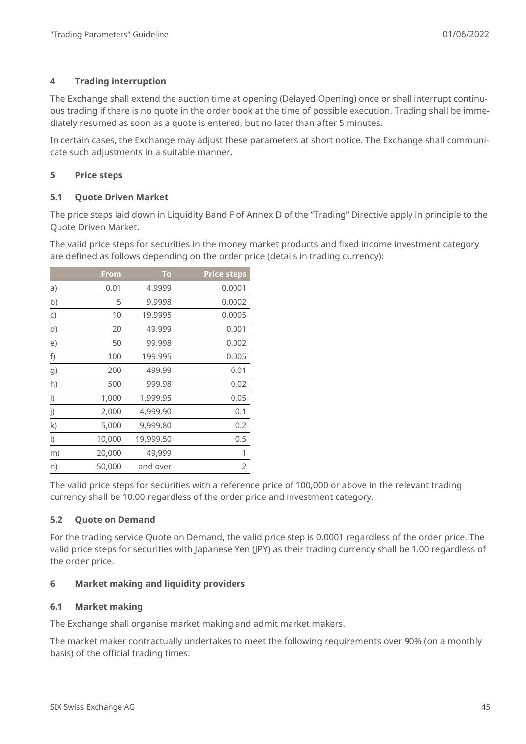## 4 Trading interruption

The Exchange shall extend the auction time at opening (Delayed Opening) once or shall interrupt continuous trading if there is no quote in the order book at the time of possible execution. Trading shall be immediately resumed as soon as a quote is entered, but no later than after 5 minutes.

In certain cases, the Exchange may adjust these parameters at short notice. The Exchange shall communicate such adjustments in a suitable manner.

## 5 Price steps

### 5.1 Quote Driven Market

The price steps laid down in Liquidity Band F of Annex D of the "Trading" Directive apply in principle to the Quote Driven Market.

The valid price steps for securities in the money market products and fixed income investment category are defined as follows depending on the order price (details in trading currency):

| | From | To | Price steps |
|---|---|---|---|
| a) | 0.01 | 4.9999 | 0.0001 |
| b) | 5 | 9.9998 | 0.0002 |
| c) | 10 | 19.9995 | 0.0005 |
| d) | 20 | 49.999 | 0.001 |
| e) | 50 | 99.998 | 0.002 |
| f) | 100 | 199.995 | 0.005 |
| g) | 200 | 499.99 | 0.01 |
| h) | 500 | 999.98 | 0.02 |
| i) | 1,000 | 1,999.95 | 0.05 |
| j) | 2,000 | 4,999.90 | 0.1 |
| k) | 5,000 | 9,999.80 | 0.2 |
| l) | 10,000 | 19,999.50 | 0.5 |
| m) | 20,000 | 49,999 | 1 |
| n) | 50,000 | and over | 2 |

The valid price steps for securities with a reference price of 100,000 or above in the relevant trading currency shall be 10.00 regardless of the order price and investment category.

### 5.2 Quote on Demand

For the trading service Quote on Demand, the valid price step is 0.0001 regardless of the order price. The valid price steps for securities with Japanese Yen (JPY) as their trading currency shall be 1.00 regardless of the order price.

## 6 Market making and liquidity providers

### 6.1 Market making

The Exchange shall organise market making and admit market makers.

The market maker contractually undertakes to meet the following requirements over 90% (on a monthly basis) of the official trading times: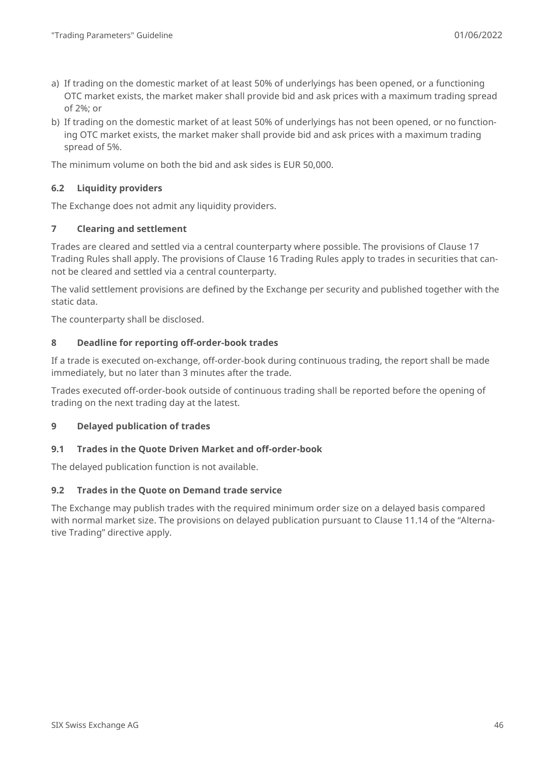a) If trading on the domestic market of at least 50% of underlyings has been opened, or a functioning OTC market exists, the market maker shall provide bid and ask prices with a maximum trading spread of 2%; or
b) If trading on the domestic market of at least 50% of underlyings has not been opened, or no functioning OTC market exists, the market maker shall provide bid and ask prices with a maximum trading spread of 5%.

The minimum volume on both the bid and ask sides is EUR 50,000.

### 6.2 Liquidity providers

The Exchange does not admit any liquidity providers.

## 7 Clearing and settlement

Trades are cleared and settled via a central counterparty where possible. The provisions of Clause 17 Trading Rules shall apply. The provisions of Clause 16 Trading Rules apply to trades in securities that cannot be cleared and settled via a central counterparty.

The valid settlement provisions are defined by the Exchange per security and published together with the static data.

The counterparty shall be disclosed.

## 8 Deadline for reporting off-order-book trades

If a trade is executed on-exchange, off-order-book during continuous trading, the report shall be made immediately, but no later than 3 minutes after the trade.

Trades executed off-order-book outside of continuous trading shall be reported before the opening of trading on the next trading day at the latest.

## 9 Delayed publication of trades

### 9.1 Trades in the Quote Driven Market and off-order-book

The delayed publication function is not available.

### 9.2 Trades in the Quote on Demand trade service

The Exchange may publish trades with the required minimum order size on a delayed basis compared with normal market size. The provisions on delayed publication pursuant to Clause 11.14 of the “Alternative Trading” directive apply.